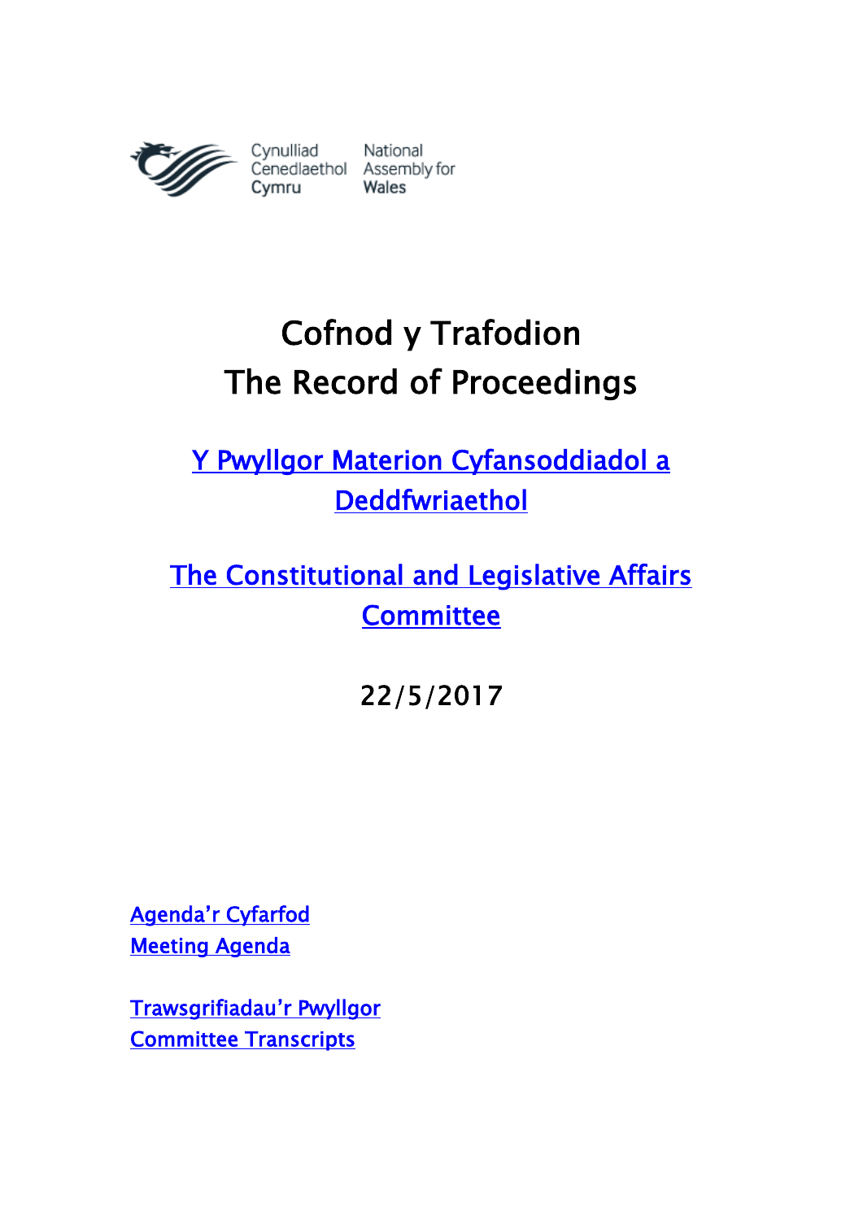Cynulliad Cenedlaethol Cymru

National Assembly for Wales

# Cofnod y Trafodion
# The Record of Proceedings

## Y Pwyllgor Materion Cyfansoddiadol a Deddfwriaethol

## The Constitutional and Legislative Affairs Committee

22/5/2017

Agenda'r Cyfarfod
Meeting Agenda

Trawsgrifiadau'r Pwyllgor
Committee Transcripts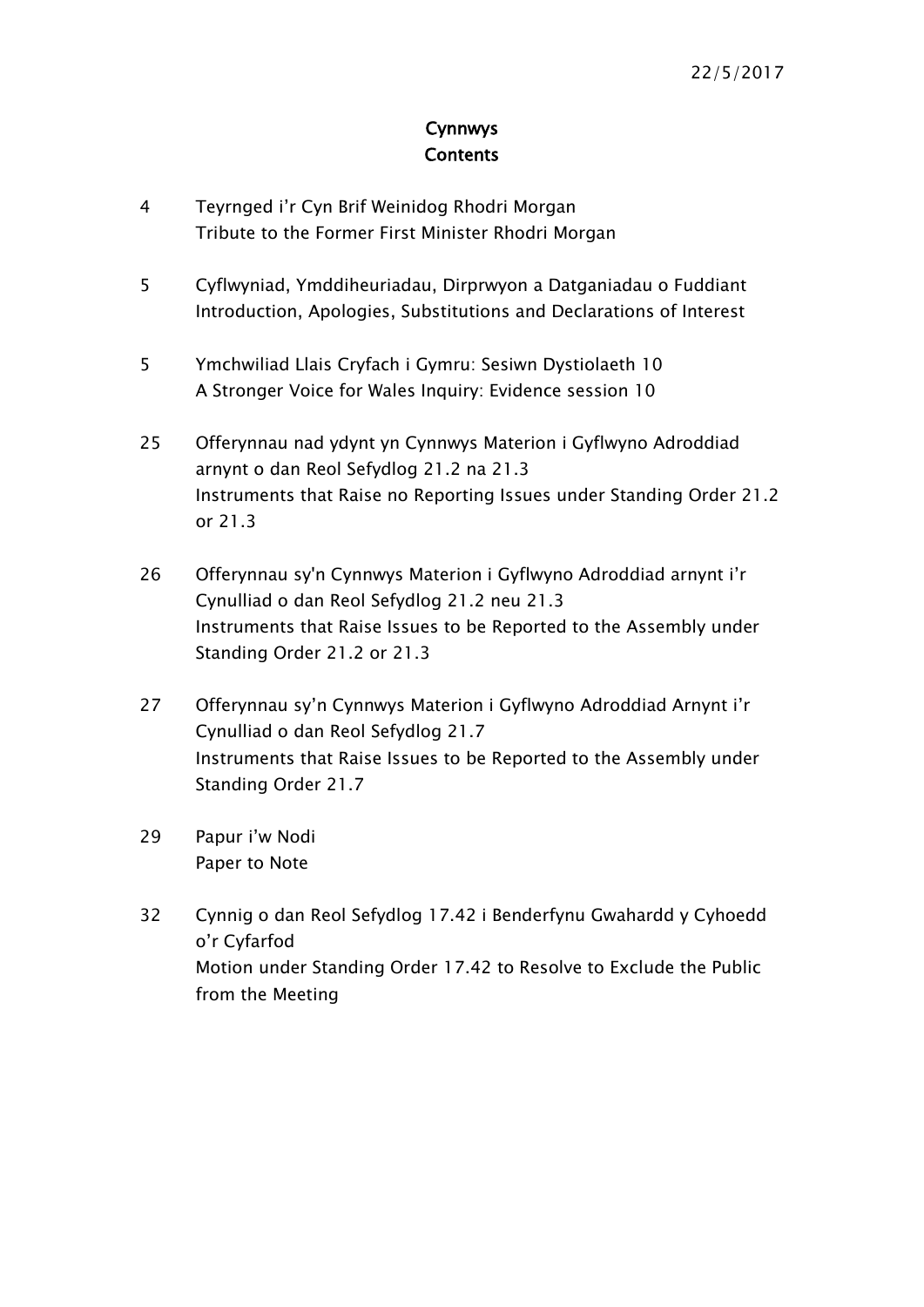22/5/2017

# Cynnwys
# Contents

4 Teyrnged i'r Cyn Brif Weinidog Rhodri Morgan
Tribute to the Former First Minister Rhodri Morgan

5 Cyflwyniad, Ymddiheuriadau, Dirprwyon a Datganiadau o Fuddiant
Introduction, Apologies, Substitutions and Declarations of Interest

5 Ymchwiliad Llais Cryfach i Gymru: Sesiwn Dystiolaeth 10
A Stronger Voice for Wales Inquiry: Evidence session 10

25 Offerynnau nad ydynt yn Cynnwys Materion i Gyflwyno Adroddiad arnynt o dan Reol Sefydlog 21.2 na 21.3
Instruments that Raise no Reporting Issues under Standing Order 21.2 or 21.3

26 Offerynnau sy'n Cynnwys Materion i Gyflwyno Adroddiad arnynt i'r Cynulliad o dan Reol Sefydlog 21.2 neu 21.3
Instruments that Raise Issues to be Reported to the Assembly under Standing Order 21.2 or 21.3

27 Offerynnau sy'n Cynnwys Materion i Gyflwyno Adroddiad Arnynt i'r Cynulliad o dan Reol Sefydlog 21.7
Instruments that Raise Issues to be Reported to the Assembly under Standing Order 21.7

29 Papur i'w Nodi
Paper to Note

32 Cynnig o dan Reol Sefydlog 17.42 i Benderfynu Gwahardd y Cyhoedd o'r Cyfarfod
Motion under Standing Order 17.42 to Resolve to Exclude the Public from the Meeting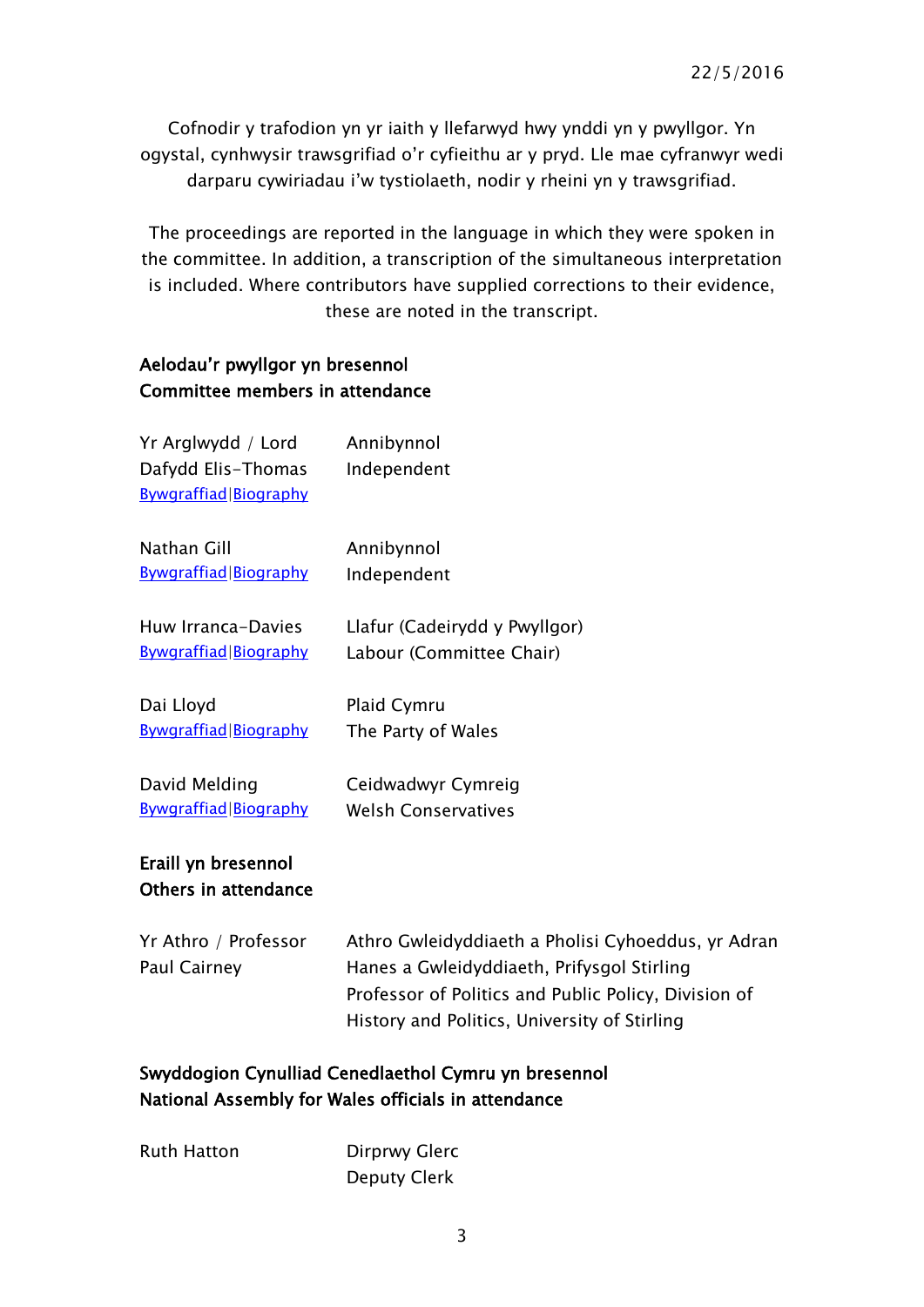Cofnodir y trafodion yn yr iaith y llefarwyd hwy ynddi yn y pwyllgor. Yn ogystal, cynhwysir trawsgrifiad o'r cyfieithu ar y pryd. Lle mae cyfranwyr wedi darparu cywiriadau i'w tystiolaeth, nodir y rheini yn y trawsgrifiad.

The proceedings are reported in the language in which they were spoken in the committee. In addition, a transcription of the simultaneous interpretation is included. Where contributors have supplied corrections to their evidence, these are noted in the transcript.

**Aelodau'r pwyllgor yn bresennol**
**Committee members in attendance**

| | |
|---|---|
| Yr Arglwydd / Lord Dafydd Elis-Thomas<br>Bywgraffiad\|Biography | Annibynnol<br>Independent |
| Nathan Gill<br>Bywgraffiad\|Biography | Annibynnol<br>Independent |
| Huw Irranca-Davies<br>Bywgraffiad\|Biography | Llafur (Cadeirydd y Pwyllgor)<br>Labour (Committee Chair) |
| Dai Lloyd<br>Bywgraffiad\|Biography | Plaid Cymru<br>The Party of Wales |
| David Melding<br>Bywgraffiad\|Biography | Ceidwadwyr Cymreig<br>Welsh Conservatives |

**Eraill yn bresennol**
**Others in attendance**

| | |
|---|---|
| Yr Athro / Professor Paul Cairney | Athro Gwleidyddiaeth a Pholisi Cyhoeddus, yr Adran Hanes a Gwleidyddiaeth, Prifysgol Stirling<br>Professor of Politics and Public Policy, Division of History and Politics, University of Stirling |

**Swyddogion Cynulliad Cenedlaethol Cymru yn bresennol**
**National Assembly for Wales officials in attendance**

| | |
|---|---|
| Ruth Hatton | Dirprwy Glerc<br>Deputy Clerk |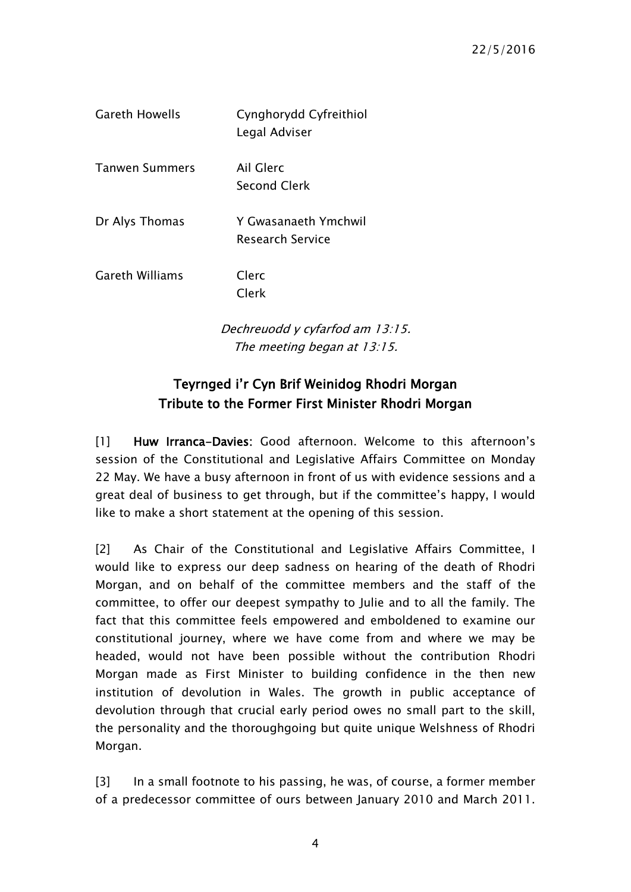| | |
|---|---|
| Gareth Howells | Cynghorydd Cyfreithiol<br>Legal Adviser |
| Tanwen Summers | Ail Glerc<br>Second Clerk |
| Dr Alys Thomas | Y Gwasanaeth Ymchwil<br>Research Service |
| Gareth Williams | Clerc<br>Clerk |

*Dechreuodd y cyfarfod am 13:15.*
*The meeting began at 13:15.*

## Teyrnged i'r Cyn Brif Weinidog Rhodri Morgan
## Tribute to the Former First Minister Rhodri Morgan

[1] **Huw Irranca-Davies:** Good afternoon. Welcome to this afternoon's session of the Constitutional and Legislative Affairs Committee on Monday 22 May. We have a busy afternoon in front of us with evidence sessions and a great deal of business to get through, but if the committee's happy, I would like to make a short statement at the opening of this session.

[2] As Chair of the Constitutional and Legislative Affairs Committee, I would like to express our deep sadness on hearing of the death of Rhodri Morgan, and on behalf of the committee members and the staff of the committee, to offer our deepest sympathy to Julie and to all the family. The fact that this committee feels empowered and emboldened to examine our constitutional journey, where we have come from and where we may be headed, would not have been possible without the contribution Rhodri Morgan made as First Minister to building confidence in the then new institution of devolution in Wales. The growth in public acceptance of devolution through that crucial early period owes no small part to the skill, the personality and the thoroughgoing but quite unique Welshness of Rhodri Morgan.

[3] In a small footnote to his passing, he was, of course, a former member of a predecessor committee of ours between January 2010 and March 2011.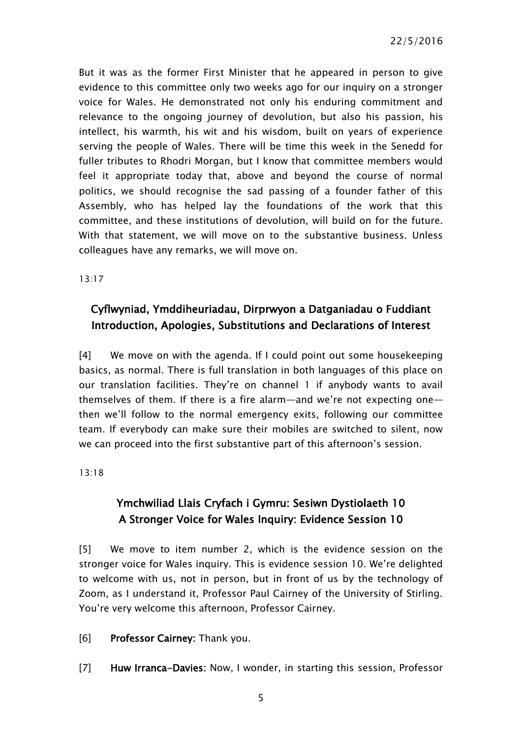But it was as the former First Minister that he appeared in person to give evidence to this committee only two weeks ago for our inquiry on a stronger voice for Wales. He demonstrated not only his enduring commitment and relevance to the ongoing journey of devolution, but also his passion, his intellect, his warmth, his wit and his wisdom, built on years of experience serving the people of Wales. There will be time this week in the Senedd for fuller tributes to Rhodri Morgan, but I know that committee members would feel it appropriate today that, above and beyond the course of normal politics, we should recognise the sad passing of a founder father of this Assembly, who has helped lay the foundations of the work that this committee, and these institutions of devolution, will build on for the future. With that statement, we will move on to the substantive business. Unless colleagues have any remarks, we will move on.

13:17

## Cyflwyniad, Ymddiheuriadau, Dirprwyon a Datganiadau o Fuddiant
## Introduction, Apologies, Substitutions and Declarations of Interest

[4] We move on with the agenda. If I could point out some housekeeping basics, as normal. There is full translation in both languages of this place on our translation facilities. They're on channel 1 if anybody wants to avail themselves of them. If there is a fire alarm—and we're not expecting one—then we'll follow to the normal emergency exits, following our committee team. If everybody can make sure their mobiles are switched to silent, now we can proceed into the first substantive part of this afternoon's session.

13:18

## Ymchwiliad Llais Cryfach i Gymru: Sesiwn Dystiolaeth 10
## A Stronger Voice for Wales Inquiry: Evidence Session 10

[5] We move to item number 2, which is the evidence session on the stronger voice for Wales inquiry. This is evidence session 10. We're delighted to welcome with us, not in person, but in front of us by the technology of Zoom, as I understand it, Professor Paul Cairney of the University of Stirling. You're very welcome this afternoon, Professor Cairney.

[6] **Professor Cairney:** Thank you.

[7] **Huw Irranca-Davies**: Now, I wonder, in starting this session, Professor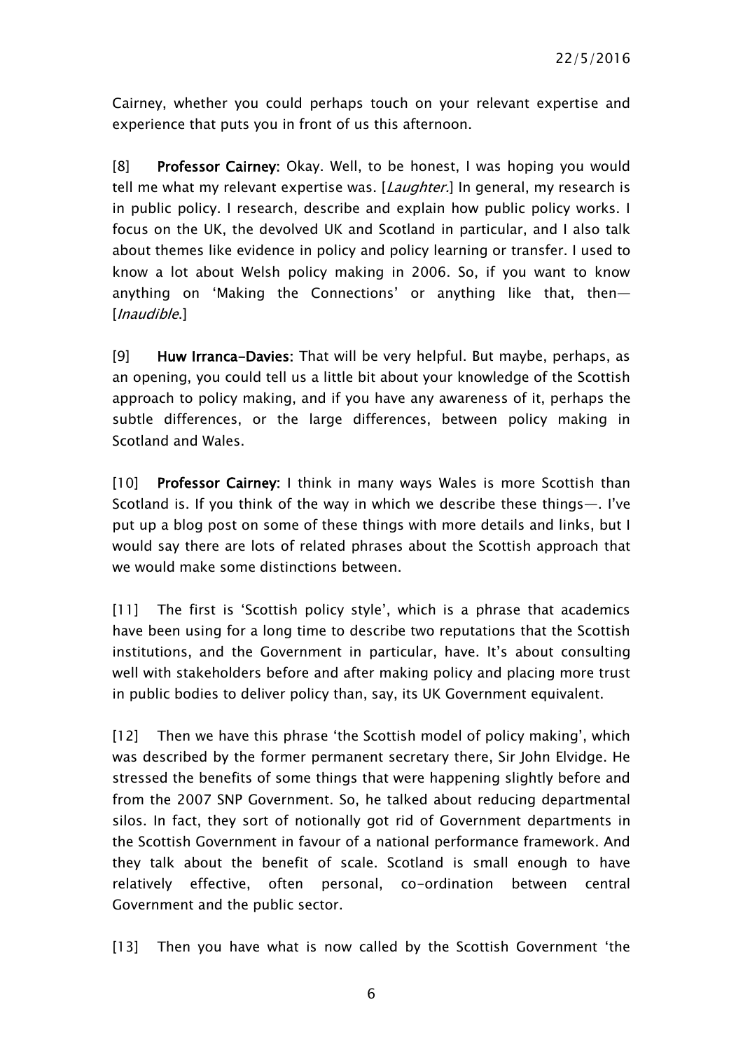Cairney, whether you could perhaps touch on your relevant expertise and experience that puts you in front of us this afternoon.

[8] **Professor Cairney:** Okay. Well, to be honest, I was hoping you would tell me what my relevant expertise was. [*Laughter.*] In general, my research is in public policy. I research, describe and explain how public policy works. I focus on the UK, the devolved UK and Scotland in particular, and I also talk about themes like evidence in policy and policy learning or transfer. I used to know a lot about Welsh policy making in 2006. So, if you want to know anything on 'Making the Connections' or anything like that, then— [*Inaudible.*]

[9] **Huw Irranca-Davies:** That will be very helpful. But maybe, perhaps, as an opening, you could tell us a little bit about your knowledge of the Scottish approach to policy making, and if you have any awareness of it, perhaps the subtle differences, or the large differences, between policy making in Scotland and Wales.

[10] **Professor Cairney:** I think in many ways Wales is more Scottish than Scotland is. If you think of the way in which we describe these things—. I've put up a blog post on some of these things with more details and links, but I would say there are lots of related phrases about the Scottish approach that we would make some distinctions between.

[11] The first is 'Scottish policy style', which is a phrase that academics have been using for a long time to describe two reputations that the Scottish institutions, and the Government in particular, have. It's about consulting well with stakeholders before and after making policy and placing more trust in public bodies to deliver policy than, say, its UK Government equivalent.

[12] Then we have this phrase 'the Scottish model of policy making', which was described by the former permanent secretary there, Sir John Elvidge. He stressed the benefits of some things that were happening slightly before and from the 2007 SNP Government. So, he talked about reducing departmental silos. In fact, they sort of notionally got rid of Government departments in the Scottish Government in favour of a national performance framework. And they talk about the benefit of scale. Scotland is small enough to have relatively effective, often personal, co-ordination between central Government and the public sector.

[13] Then you have what is now called by the Scottish Government 'the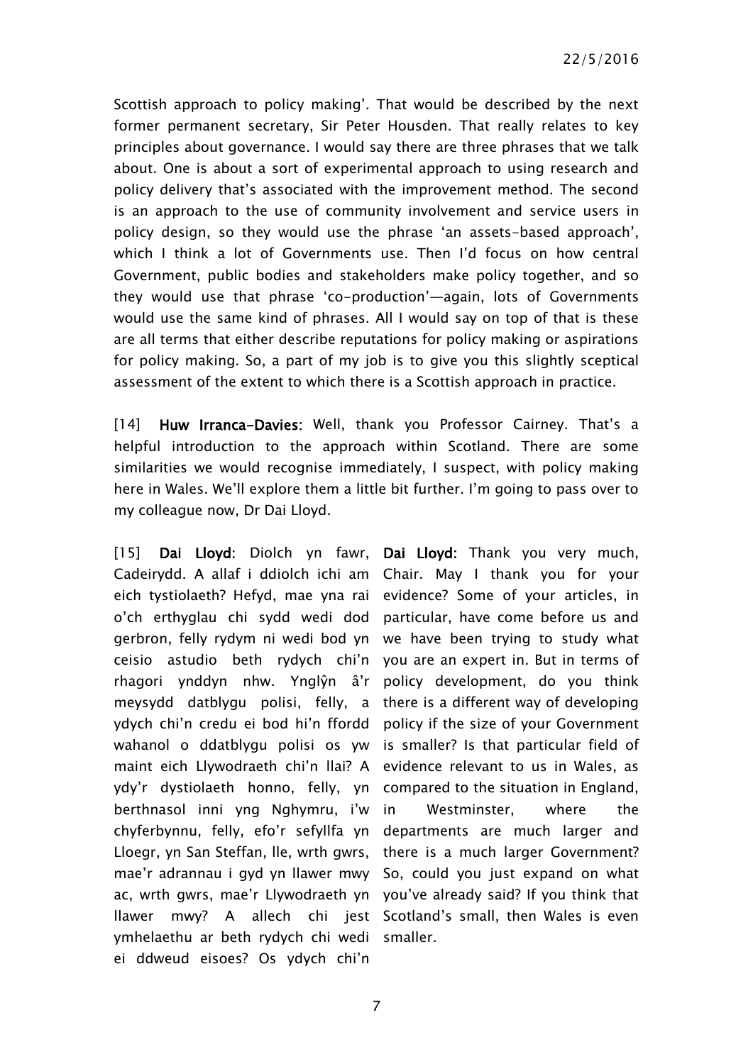Scottish approach to policy making'. That would be described by the next former permanent secretary, Sir Peter Housden. That really relates to key principles about governance. I would say there are three phrases that we talk about. One is about a sort of experimental approach to using research and policy delivery that's associated with the improvement method. The second is an approach to the use of community involvement and service users in policy design, so they would use the phrase 'an assets-based approach', which I think a lot of Governments use. Then I'd focus on how central Government, public bodies and stakeholders make policy together, and so they would use that phrase 'co-production'—again, lots of Governments would use the same kind of phrases. All I would say on top of that is these are all terms that either describe reputations for policy making or aspirations for policy making. So, a part of my job is to give you this slightly sceptical assessment of the extent to which there is a Scottish approach in practice.

[14] **Huw Irranca-Davies**: Well, thank you Professor Cairney. That's a helpful introduction to the approach within Scotland. There are some similarities we would recognise immediately, I suspect, with policy making here in Wales. We'll explore them a little bit further. I'm going to pass over to my colleague now, Dr Dai Lloyd.

[15] **Dai Lloyd**: Diolch yn fawr, Cadeirydd. A allaf i ddiolch ichi am eich tystiolaeth? Hefyd, mae yna rai o'ch erthyglau chi sydd wedi dod gerbron, felly rydym ni wedi bod yn ceisio astudio beth rydych chi'n rhagori ynddyn nhw. Ynglŷn â'r meysydd datblygu polisi, felly, a ydych chi'n credu ei bod hi'n ffordd wahanol o ddatblygu polisi os yw maint eich Llywodraeth chi'n llai? A ydy'r dystiolaeth honno, felly, yn berthnasol inni yng Nghymru, i'w chyferbynnu, felly, efo'r sefyllfa yn Lloegr, yn San Steffan, lle, wrth gwrs, mae'r adrannau i gyd yn llawer mwy ac, wrth gwrs, mae'r Llywodraeth yn llawer mwy? A allech chi jest ymhelaethu ar beth rydych chi wedi ei ddweud eisoes? Os ydych chi'n

**Dai Lloyd**: Thank you very much, Chair. May I thank you for your evidence? Some of your articles, in particular, have come before us and we have been trying to study what you are an expert in. But in terms of policy development, do you think there is a different way of developing policy if the size of your Government is smaller? Is that particular field of evidence relevant to us in Wales, as compared to the situation in England, in Westminster, where the departments are much larger and there is a much larger Government? So, could you just expand on what you've already said? If you think that Scotland's small, then Wales is even smaller.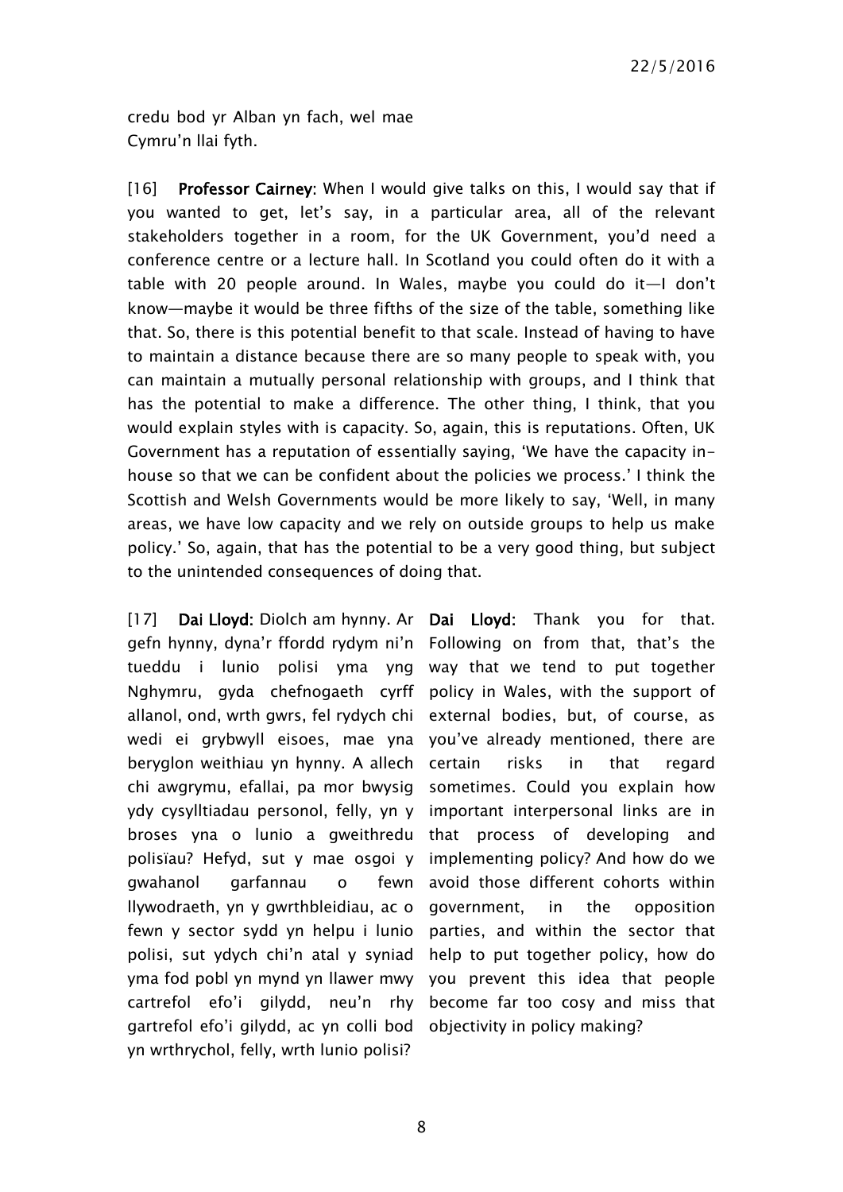credu bod yr Alban yn fach, wel mae Cymru'n llai fyth.

[16] **Professor Cairney**: When I would give talks on this, I would say that if you wanted to get, let's say, in a particular area, all of the relevant stakeholders together in a room, for the UK Government, you'd need a conference centre or a lecture hall. In Scotland you could often do it with a table with 20 people around. In Wales, maybe you could do it—I don't know—maybe it would be three fifths of the size of the table, something like that. So, there is this potential benefit to that scale. Instead of having to have to maintain a distance because there are so many people to speak with, you can maintain a mutually personal relationship with groups, and I think that has the potential to make a difference. The other thing, I think, that you would explain styles with is capacity. So, again, this is reputations. Often, UK Government has a reputation of essentially saying, 'We have the capacity in-house so that we can be confident about the policies we process.' I think the Scottish and Welsh Governments would be more likely to say, 'Well, in many areas, we have low capacity and we rely on outside groups to help us make policy.' So, again, that has the potential to be a very good thing, but subject to the unintended consequences of doing that.

[17] **Dai Lloyd**: Diolch am hynny. Ar gefn hynny, dyna'r ffordd rydym ni'n tueddu i lunio polisi yma yng Nghymru, gyda chefnogaeth cyrff allanol, ond, wrth gwrs, fel rydych chi wedi ei grybwyll eisoes, mae yna beryglon weithiau yn hynny. A allech chi awgrymu, efallai, pa mor bwysig ydy cysylltiadau personol, felly, yn y broses yna o lunio a gweithredu polisïau? Hefyd, sut y mae osgoi y gwahanol garfannau o fewn llywodraeth, yn y gwrthbleidiau, ac o fewn y sector sydd yn helpu i lunio polisi, sut ydych chi'n atal y syniad yma fod pobl yn mynd yn llawer mwy cartrefol efo'i gilydd, neu'n rhy gartrefol efo'i gilydd, ac yn colli bod yn wrthrychol, felly, wrth lunio polisi?

**Dai Lloyd**: Thank you for that. Following on from that, that's the way that we tend to put together policy in Wales, with the support of external bodies, but, of course, as you've already mentioned, there are certain risks in that regard sometimes. Could you explain how important interpersonal links are in that process of developing and implementing policy? And how do we avoid those different cohorts within government, in the opposition parties, and within the sector that help to put together policy, how do you prevent this idea that people become far too cosy and miss that objectivity in policy making?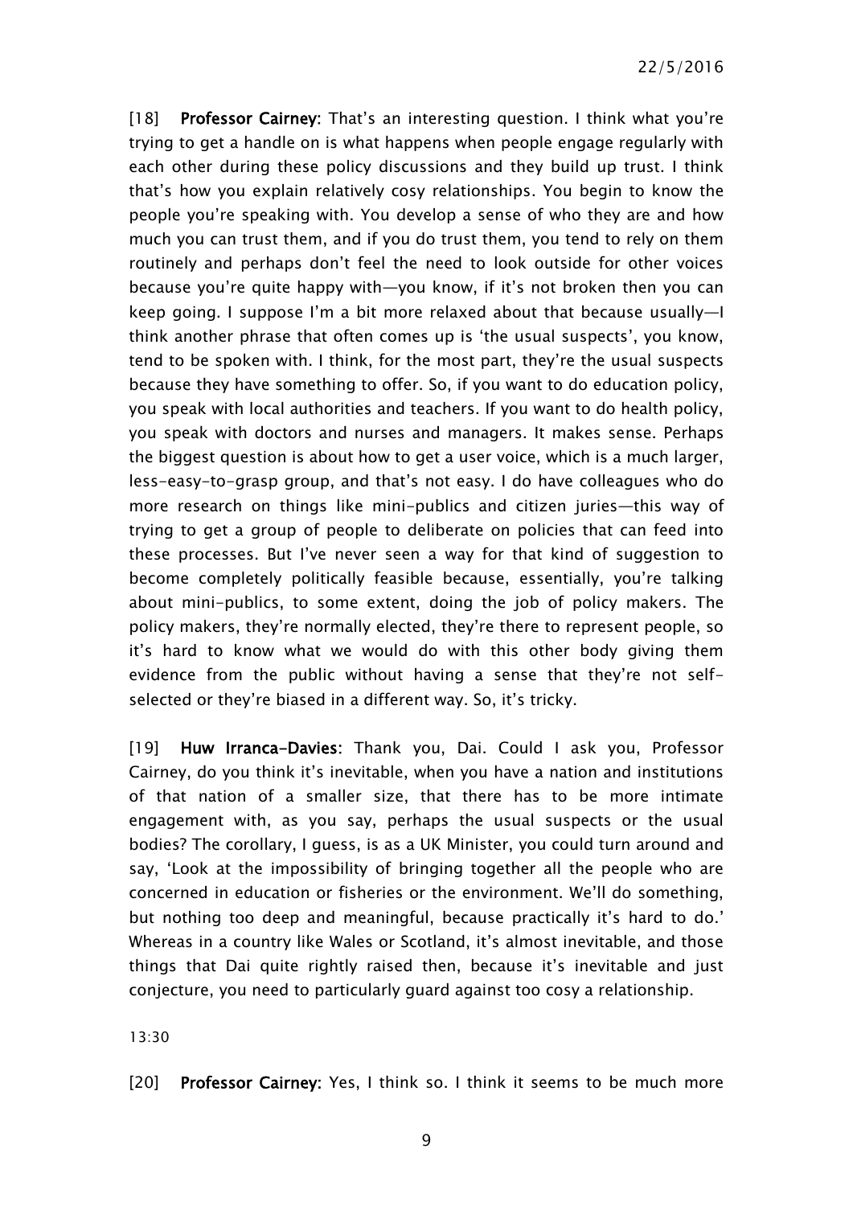[18] **Professor Cairney:** That's an interesting question. I think what you're trying to get a handle on is what happens when people engage regularly with each other during these policy discussions and they build up trust. I think that's how you explain relatively cosy relationships. You begin to know the people you're speaking with. You develop a sense of who they are and how much you can trust them, and if you do trust them, you tend to rely on them routinely and perhaps don't feel the need to look outside for other voices because you're quite happy with—you know, if it's not broken then you can keep going. I suppose I'm a bit more relaxed about that because usually—I think another phrase that often comes up is 'the usual suspects', you know, tend to be spoken with. I think, for the most part, they're the usual suspects because they have something to offer. So, if you want to do education policy, you speak with local authorities and teachers. If you want to do health policy, you speak with doctors and nurses and managers. It makes sense. Perhaps the biggest question is about how to get a user voice, which is a much larger, less-easy-to-grasp group, and that's not easy. I do have colleagues who do more research on things like mini-publics and citizen juries—this way of trying to get a group of people to deliberate on policies that can feed into these processes. But I've never seen a way for that kind of suggestion to become completely politically feasible because, essentially, you're talking about mini-publics, to some extent, doing the job of policy makers. The policy makers, they're normally elected, they're there to represent people, so it's hard to know what we would do with this other body giving them evidence from the public without having a sense that they're not self-selected or they're biased in a different way. So, it's tricky.

[19] **Huw Irranca-Davies:** Thank you, Dai. Could I ask you, Professor Cairney, do you think it's inevitable, when you have a nation and institutions of that nation of a smaller size, that there has to be more intimate engagement with, as you say, perhaps the usual suspects or the usual bodies? The corollary, I guess, is as a UK Minister, you could turn around and say, 'Look at the impossibility of bringing together all the people who are concerned in education or fisheries or the environment. We'll do something, but nothing too deep and meaningful, because practically it's hard to do.' Whereas in a country like Wales or Scotland, it's almost inevitable, and those things that Dai quite rightly raised then, because it's inevitable and just conjecture, you need to particularly guard against too cosy a relationship.

13:30

[20] **Professor Cairney:** Yes, I think so. I think it seems to be much more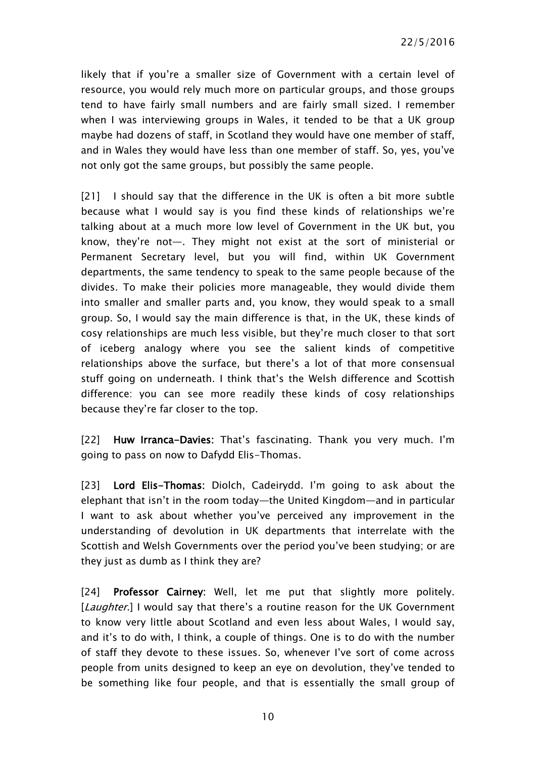likely that if you're a smaller size of Government with a certain level of resource, you would rely much more on particular groups, and those groups tend to have fairly small numbers and are fairly small sized. I remember when I was interviewing groups in Wales, it tended to be that a UK group maybe had dozens of staff, in Scotland they would have one member of staff, and in Wales they would have less than one member of staff. So, yes, you've not only got the same groups, but possibly the same people.

[21] I should say that the difference in the UK is often a bit more subtle because what I would say is you find these kinds of relationships we're talking about at a much more low level of Government in the UK but, you know, they're not—. They might not exist at the sort of ministerial or Permanent Secretary level, but you will find, within UK Government departments, the same tendency to speak to the same people because of the divides. To make their policies more manageable, they would divide them into smaller and smaller parts and, you know, they would speak to a small group. So, I would say the main difference is that, in the UK, these kinds of cosy relationships are much less visible, but they're much closer to that sort of iceberg analogy where you see the salient kinds of competitive relationships above the surface, but there's a lot of that more consensual stuff going on underneath. I think that's the Welsh difference and Scottish difference: you can see more readily these kinds of cosy relationships because they're far closer to the top.

[22] **Huw Irranca-Davies:** That's fascinating. Thank you very much. I'm going to pass on now to Dafydd Elis-Thomas.

[23] **Lord Elis-Thomas:** Diolch, Cadeirydd. I'm going to ask about the elephant that isn't in the room today—the United Kingdom—and in particular I want to ask about whether you've perceived any improvement in the understanding of devolution in UK departments that interrelate with the Scottish and Welsh Governments over the period you've been studying; or are they just as dumb as I think they are?

[24] **Professor Cairney:** Well, let me put that slightly more politely. [*Laughter.*] I would say that there's a routine reason for the UK Government to know very little about Scotland and even less about Wales, I would say, and it's to do with, I think, a couple of things. One is to do with the number of staff they devote to these issues. So, whenever I've sort of come across people from units designed to keep an eye on devolution, they've tended to be something like four people, and that is essentially the small group of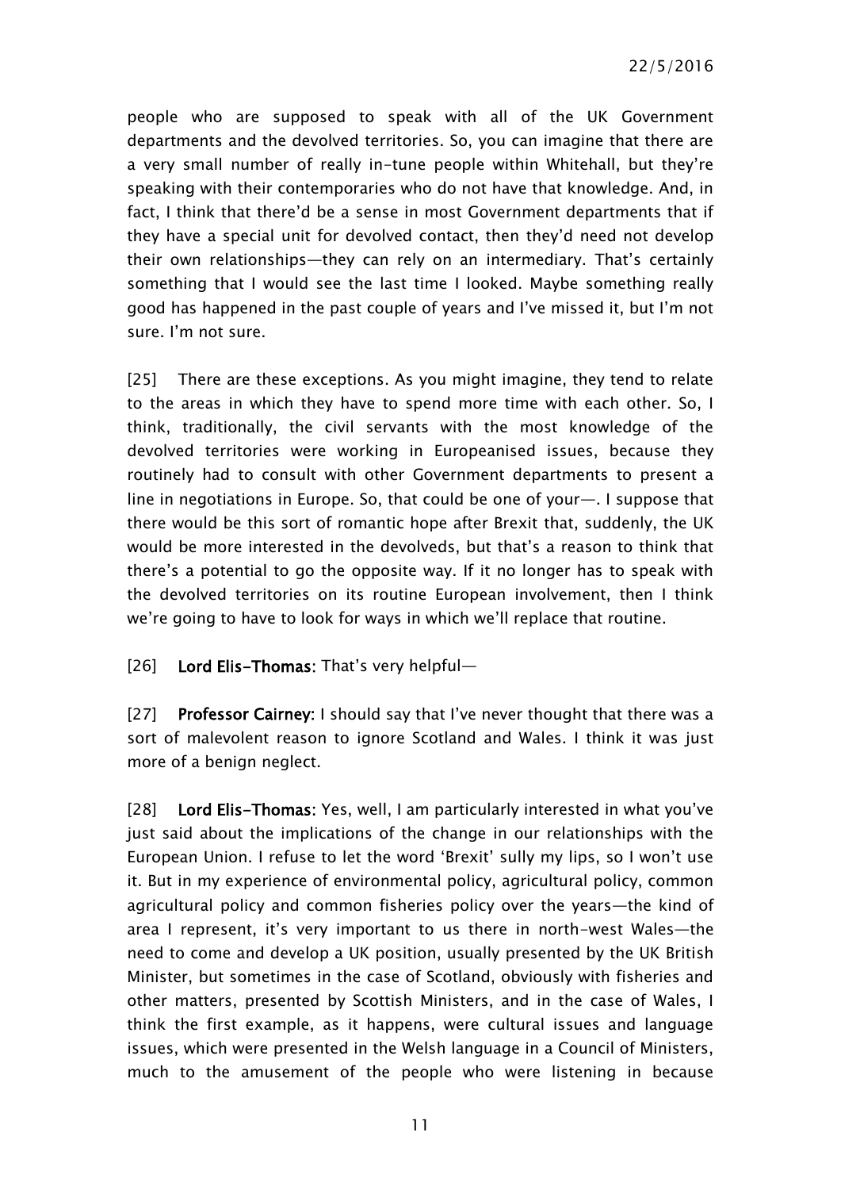people who are supposed to speak with all of the UK Government departments and the devolved territories. So, you can imagine that there are a very small number of really in-tune people within Whitehall, but they're speaking with their contemporaries who do not have that knowledge. And, in fact, I think that there'd be a sense in most Government departments that if they have a special unit for devolved contact, then they'd need not develop their own relationships—they can rely on an intermediary. That's certainly something that I would see the last time I looked. Maybe something really good has happened in the past couple of years and I've missed it, but I'm not sure. I'm not sure.

[25] There are these exceptions. As you might imagine, they tend to relate to the areas in which they have to spend more time with each other. So, I think, traditionally, the civil servants with the most knowledge of the devolved territories were working in Europeanised issues, because they routinely had to consult with other Government departments to present a line in negotiations in Europe. So, that could be one of your—. I suppose that there would be this sort of romantic hope after Brexit that, suddenly, the UK would be more interested in the devolveds, but that's a reason to think that there's a potential to go the opposite way. If it no longer has to speak with the devolved territories on its routine European involvement, then I think we're going to have to look for ways in which we'll replace that routine.

[26] **Lord Elis-Thomas:** That's very helpful—

[27] **Professor Cairney:** I should say that I've never thought that there was a sort of malevolent reason to ignore Scotland and Wales. I think it was just more of a benign neglect.

[28] **Lord Elis-Thomas:** Yes, well, I am particularly interested in what you've just said about the implications of the change in our relationships with the European Union. I refuse to let the word 'Brexit' sully my lips, so I won't use it. But in my experience of environmental policy, agricultural policy, common agricultural policy and common fisheries policy over the years—the kind of area I represent, it's very important to us there in north-west Wales—the need to come and develop a UK position, usually presented by the UK British Minister, but sometimes in the case of Scotland, obviously with fisheries and other matters, presented by Scottish Ministers, and in the case of Wales, I think the first example, as it happens, were cultural issues and language issues, which were presented in the Welsh language in a Council of Ministers, much to the amusement of the people who were listening in because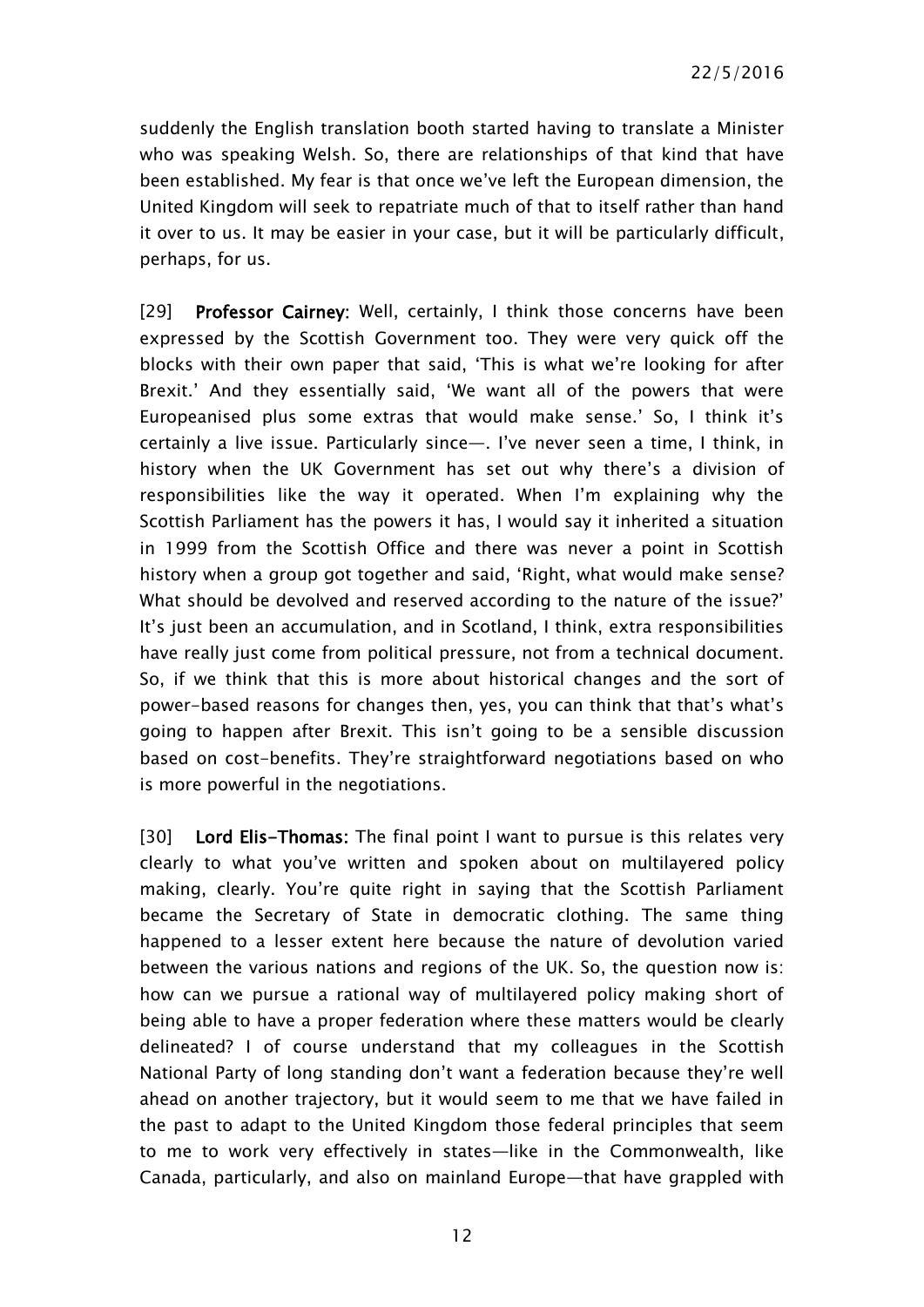suddenly the English translation booth started having to translate a Minister who was speaking Welsh. So, there are relationships of that kind that have been established. My fear is that once we've left the European dimension, the United Kingdom will seek to repatriate much of that to itself rather than hand it over to us. It may be easier in your case, but it will be particularly difficult, perhaps, for us.

[29] **Professor Cairney**: Well, certainly, I think those concerns have been expressed by the Scottish Government too. They were very quick off the blocks with their own paper that said, 'This is what we're looking for after Brexit.' And they essentially said, 'We want all of the powers that were Europeanised plus some extras that would make sense.' So, I think it's certainly a live issue. Particularly since—. I've never seen a time, I think, in history when the UK Government has set out why there's a division of responsibilities like the way it operated. When I'm explaining why the Scottish Parliament has the powers it has, I would say it inherited a situation in 1999 from the Scottish Office and there was never a point in Scottish history when a group got together and said, 'Right, what would make sense? What should be devolved and reserved according to the nature of the issue?' It's just been an accumulation, and in Scotland, I think, extra responsibilities have really just come from political pressure, not from a technical document. So, if we think that this is more about historical changes and the sort of power-based reasons for changes then, yes, you can think that that's what's going to happen after Brexit. This isn't going to be a sensible discussion based on cost-benefits. They're straightforward negotiations based on who is more powerful in the negotiations.

[30] **Lord Elis-Thomas:** The final point I want to pursue is this relates very clearly to what you've written and spoken about on multilayered policy making, clearly. You're quite right in saying that the Scottish Parliament became the Secretary of State in democratic clothing. The same thing happened to a lesser extent here because the nature of devolution varied between the various nations and regions of the UK. So, the question now is: how can we pursue a rational way of multilayered policy making short of being able to have a proper federation where these matters would be clearly delineated? I of course understand that my colleagues in the Scottish National Party of long standing don't want a federation because they're well ahead on another trajectory, but it would seem to me that we have failed in the past to adapt to the United Kingdom those federal principles that seem to me to work very effectively in states—like in the Commonwealth, like Canada, particularly, and also on mainland Europe—that have grappled with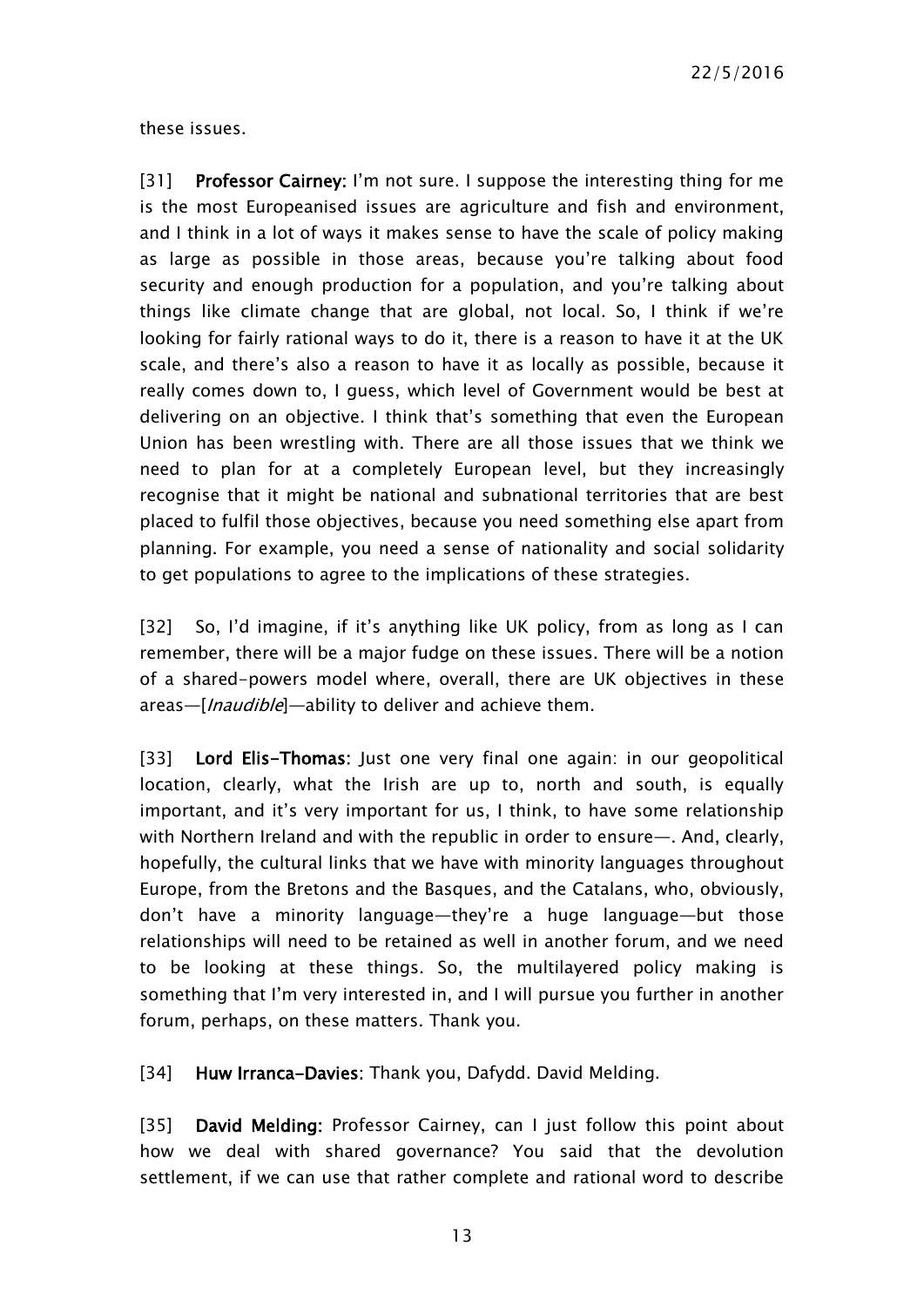these issues.

[31] **Professor Cairney:** I'm not sure. I suppose the interesting thing for me is the most Europeanised issues are agriculture and fish and environment, and I think in a lot of ways it makes sense to have the scale of policy making as large as possible in those areas, because you're talking about food security and enough production for a population, and you're talking about things like climate change that are global, not local. So, I think if we're looking for fairly rational ways to do it, there is a reason to have it at the UK scale, and there's also a reason to have it as locally as possible, because it really comes down to, I guess, which level of Government would be best at delivering on an objective. I think that's something that even the European Union has been wrestling with. There are all those issues that we think we need to plan for at a completely European level, but they increasingly recognise that it might be national and subnational territories that are best placed to fulfil those objectives, because you need something else apart from planning. For example, you need a sense of nationality and social solidarity to get populations to agree to the implications of these strategies.

[32] So, I'd imagine, if it's anything like UK policy, from as long as I can remember, there will be a major fudge on these issues. There will be a notion of a shared-powers model where, overall, there are UK objectives in these areas—[*Inaudible*]—ability to deliver and achieve them.

[33] **Lord Elis-Thomas:** Just one very final one again: in our geopolitical location, clearly, what the Irish are up to, north and south, is equally important, and it's very important for us, I think, to have some relationship with Northern Ireland and with the republic in order to ensure—. And, clearly, hopefully, the cultural links that we have with minority languages throughout Europe, from the Bretons and the Basques, and the Catalans, who, obviously, don't have a minority language—they're a huge language—but those relationships will need to be retained as well in another forum, and we need to be looking at these things. So, the multilayered policy making is something that I'm very interested in, and I will pursue you further in another forum, perhaps, on these matters. Thank you.

[34] **Huw Irranca-Davies:** Thank you, Dafydd. David Melding.

[35] **David Melding:** Professor Cairney, can I just follow this point about how we deal with shared governance? You said that the devolution settlement, if we can use that rather complete and rational word to describe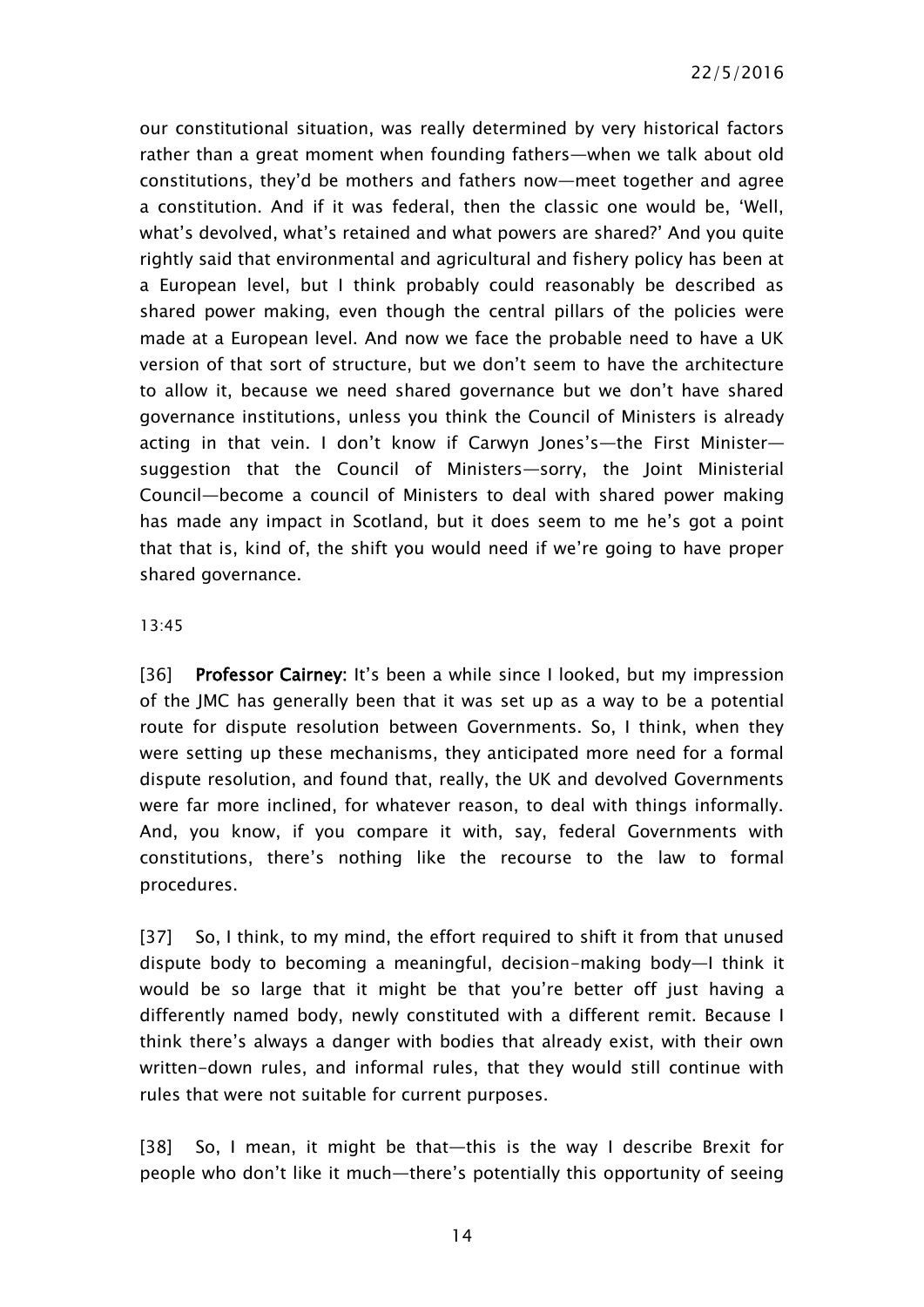our constitutional situation, was really determined by very historical factors rather than a great moment when founding fathers—when we talk about old constitutions, they'd be mothers and fathers now—meet together and agree a constitution. And if it was federal, then the classic one would be, 'Well, what's devolved, what's retained and what powers are shared?' And you quite rightly said that environmental and agricultural and fishery policy has been at a European level, but I think probably could reasonably be described as shared power making, even though the central pillars of the policies were made at a European level. And now we face the probable need to have a UK version of that sort of structure, but we don't seem to have the architecture to allow it, because we need shared governance but we don't have shared governance institutions, unless you think the Council of Ministers is already acting in that vein. I don't know if Carwyn Jones's—the First Minister—suggestion that the Council of Ministers—sorry, the Joint Ministerial Council—become a council of Ministers to deal with shared power making has made any impact in Scotland, but it does seem to me he's got a point that that is, kind of, the shift you would need if we're going to have proper shared governance.

13:45

[36] **Professor Cairney:** It's been a while since I looked, but my impression of the JMC has generally been that it was set up as a way to be a potential route for dispute resolution between Governments. So, I think, when they were setting up these mechanisms, they anticipated more need for a formal dispute resolution, and found that, really, the UK and devolved Governments were far more inclined, for whatever reason, to deal with things informally. And, you know, if you compare it with, say, federal Governments with constitutions, there's nothing like the recourse to the law to formal procedures.

[37] So, I think, to my mind, the effort required to shift it from that unused dispute body to becoming a meaningful, decision-making body—I think it would be so large that it might be that you're better off just having a differently named body, newly constituted with a different remit. Because I think there's always a danger with bodies that already exist, with their own written-down rules, and informal rules, that they would still continue with rules that were not suitable for current purposes.

[38] So, I mean, it might be that—this is the way I describe Brexit for people who don't like it much—there's potentially this opportunity of seeing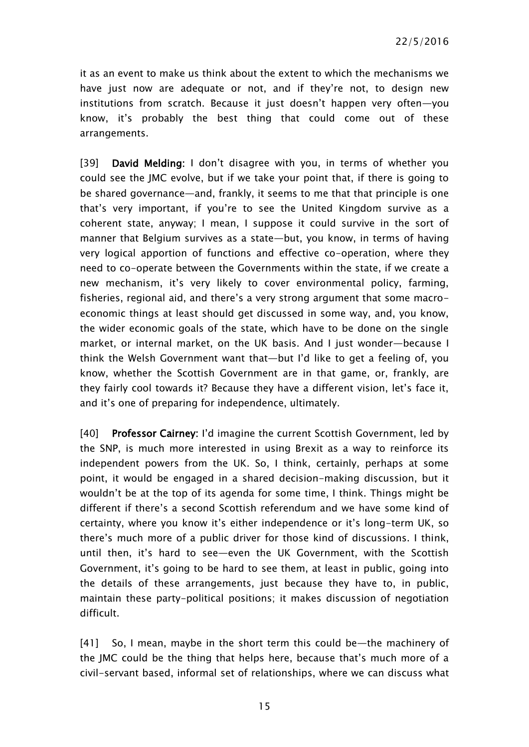it as an event to make us think about the extent to which the mechanisms we have just now are adequate or not, and if they're not, to design new institutions from scratch. Because it just doesn't happen very often—you know, it's probably the best thing that could come out of these arrangements.

[39] **David Melding:** I don't disagree with you, in terms of whether you could see the JMC evolve, but if we take your point that, if there is going to be shared governance—and, frankly, it seems to me that that principle is one that's very important, if you're to see the United Kingdom survive as a coherent state, anyway; I mean, I suppose it could survive in the sort of manner that Belgium survives as a state—but, you know, in terms of having very logical apportion of functions and effective co-operation, where they need to co-operate between the Governments within the state, if we create a new mechanism, it's very likely to cover environmental policy, farming, fisheries, regional aid, and there's a very strong argument that some macro-economic things at least should get discussed in some way, and, you know, the wider economic goals of the state, which have to be done on the single market, or internal market, on the UK basis. And I just wonder—because I think the Welsh Government want that—but I'd like to get a feeling of, you know, whether the Scottish Government are in that game, or, frankly, are they fairly cool towards it? Because they have a different vision, let's face it, and it's one of preparing for independence, ultimately.

[40] **Professor Cairney:** I'd imagine the current Scottish Government, led by the SNP, is much more interested in using Brexit as a way to reinforce its independent powers from the UK. So, I think, certainly, perhaps at some point, it would be engaged in a shared decision-making discussion, but it wouldn't be at the top of its agenda for some time, I think. Things might be different if there's a second Scottish referendum and we have some kind of certainty, where you know it's either independence or it's long-term UK, so there's much more of a public driver for those kind of discussions. I think, until then, it's hard to see—even the UK Government, with the Scottish Government, it's going to be hard to see them, at least in public, going into the details of these arrangements, just because they have to, in public, maintain these party-political positions; it makes discussion of negotiation difficult.

[41] So, I mean, maybe in the short term this could be—the machinery of the JMC could be the thing that helps here, because that's much more of a civil-servant based, informal set of relationships, where we can discuss what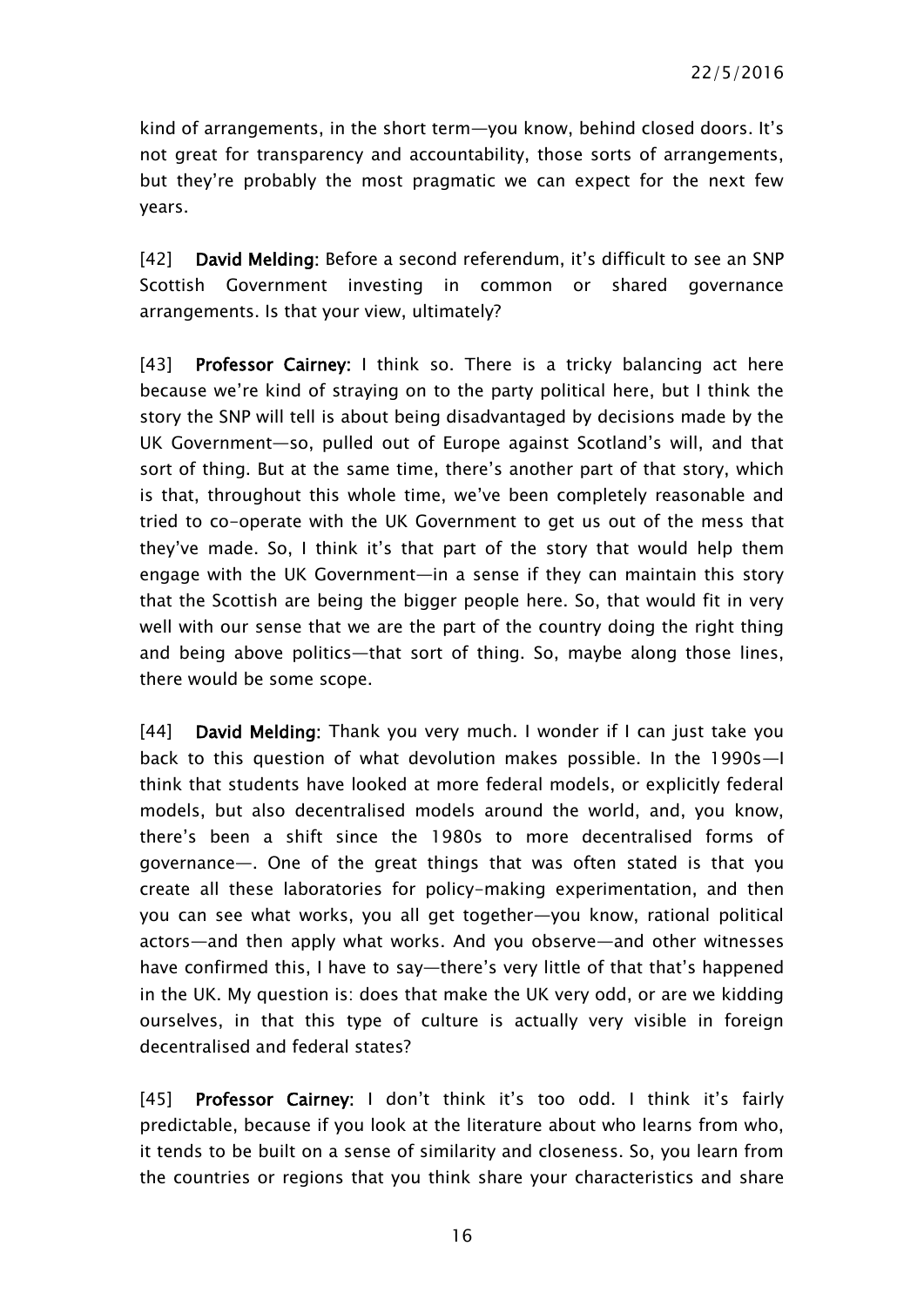kind of arrangements, in the short term—you know, behind closed doors. It's not great for transparency and accountability, those sorts of arrangements, but they're probably the most pragmatic we can expect for the next few years.

[42] **David Melding:** Before a second referendum, it's difficult to see an SNP Scottish Government investing in common or shared governance arrangements. Is that your view, ultimately?

[43] **Professor Cairney:** I think so. There is a tricky balancing act here because we're kind of straying on to the party political here, but I think the story the SNP will tell is about being disadvantaged by decisions made by the UK Government—so, pulled out of Europe against Scotland's will, and that sort of thing. But at the same time, there's another part of that story, which is that, throughout this whole time, we've been completely reasonable and tried to co-operate with the UK Government to get us out of the mess that they've made. So, I think it's that part of the story that would help them engage with the UK Government—in a sense if they can maintain this story that the Scottish are being the bigger people here. So, that would fit in very well with our sense that we are the part of the country doing the right thing and being above politics—that sort of thing. So, maybe along those lines, there would be some scope.

[44] **David Melding:** Thank you very much. I wonder if I can just take you back to this question of what devolution makes possible. In the 1990s—I think that students have looked at more federal models, or explicitly federal models, but also decentralised models around the world, and, you know, there's been a shift since the 1980s to more decentralised forms of governance—. One of the great things that was often stated is that you create all these laboratories for policy-making experimentation, and then you can see what works, you all get together—you know, rational political actors—and then apply what works. And you observe—and other witnesses have confirmed this, I have to say—there's very little of that that's happened in the UK. My question is: does that make the UK very odd, or are we kidding ourselves, in that this type of culture is actually very visible in foreign decentralised and federal states?

[45] **Professor Cairney:** I don't think it's too odd. I think it's fairly predictable, because if you look at the literature about who learns from who, it tends to be built on a sense of similarity and closeness. So, you learn from the countries or regions that you think share your characteristics and share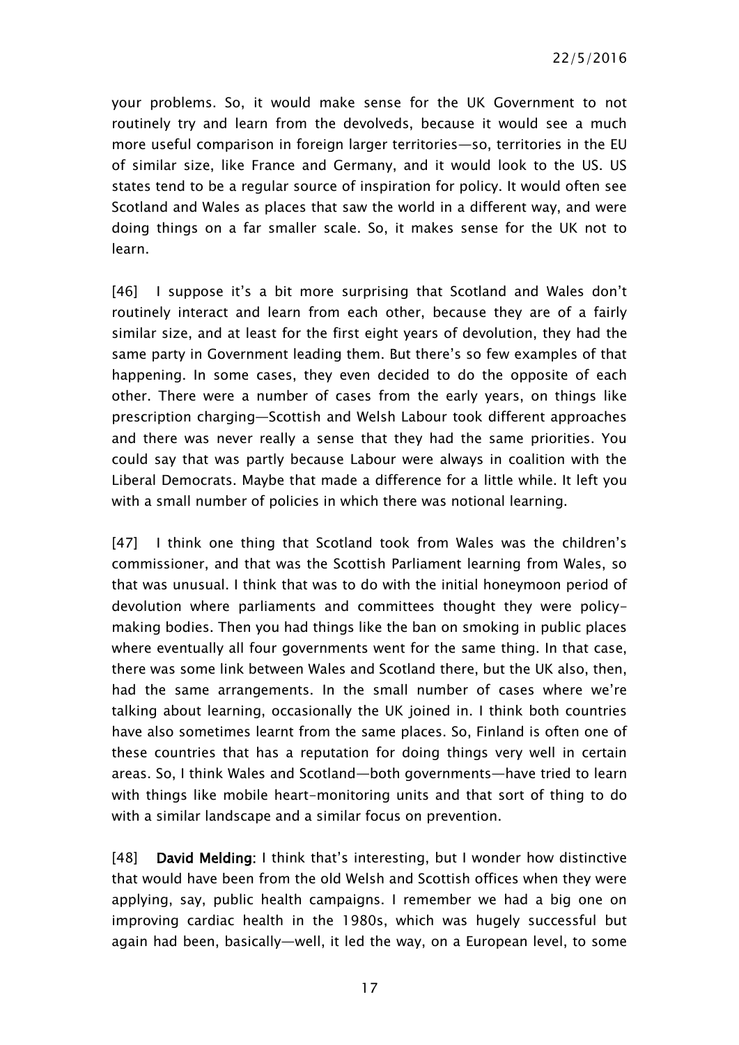your problems. So, it would make sense for the UK Government to not routinely try and learn from the devolveds, because it would see a much more useful comparison in foreign larger territories—so, territories in the EU of similar size, like France and Germany, and it would look to the US. US states tend to be a regular source of inspiration for policy. It would often see Scotland and Wales as places that saw the world in a different way, and were doing things on a far smaller scale. So, it makes sense for the UK not to learn.

[46] I suppose it's a bit more surprising that Scotland and Wales don't routinely interact and learn from each other, because they are of a fairly similar size, and at least for the first eight years of devolution, they had the same party in Government leading them. But there's so few examples of that happening. In some cases, they even decided to do the opposite of each other. There were a number of cases from the early years, on things like prescription charging—Scottish and Welsh Labour took different approaches and there was never really a sense that they had the same priorities. You could say that was partly because Labour were always in coalition with the Liberal Democrats. Maybe that made a difference for a little while. It left you with a small number of policies in which there was notional learning.

[47] I think one thing that Scotland took from Wales was the children's commissioner, and that was the Scottish Parliament learning from Wales, so that was unusual. I think that was to do with the initial honeymoon period of devolution where parliaments and committees thought they were policy-making bodies. Then you had things like the ban on smoking in public places where eventually all four governments went for the same thing. In that case, there was some link between Wales and Scotland there, but the UK also, then, had the same arrangements. In the small number of cases where we're talking about learning, occasionally the UK joined in. I think both countries have also sometimes learnt from the same places. So, Finland is often one of these countries that has a reputation for doing things very well in certain areas. So, I think Wales and Scotland—both governments—have tried to learn with things like mobile heart-monitoring units and that sort of thing to do with a similar landscape and a similar focus on prevention.

[48] **David Melding**: I think that's interesting, but I wonder how distinctive that would have been from the old Welsh and Scottish offices when they were applying, say, public health campaigns. I remember we had a big one on improving cardiac health in the 1980s, which was hugely successful but again had been, basically—well, it led the way, on a European level, to some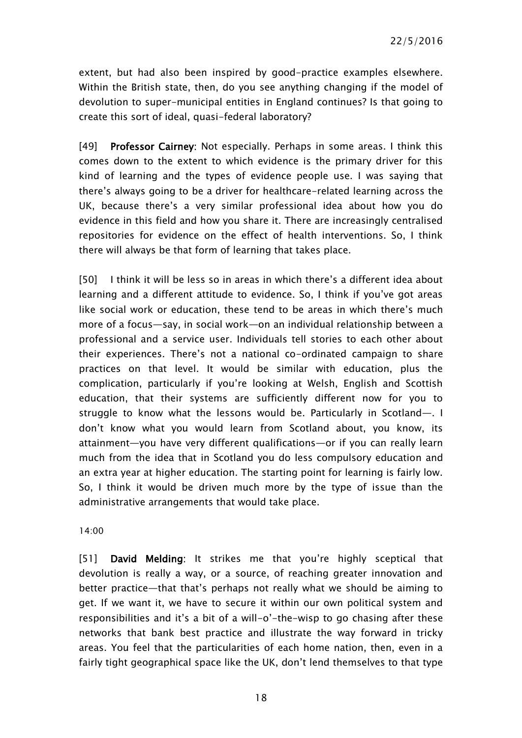extent, but had also been inspired by good-practice examples elsewhere. Within the British state, then, do you see anything changing if the model of devolution to super-municipal entities in England continues? Is that going to create this sort of ideal, quasi-federal laboratory?

[49] **Professor Cairney**: Not especially. Perhaps in some areas. I think this comes down to the extent to which evidence is the primary driver for this kind of learning and the types of evidence people use. I was saying that there's always going to be a driver for healthcare-related learning across the UK, because there's a very similar professional idea about how you do evidence in this field and how you share it. There are increasingly centralised repositories for evidence on the effect of health interventions. So, I think there will always be that form of learning that takes place.

[50] I think it will be less so in areas in which there's a different idea about learning and a different attitude to evidence. So, I think if you've got areas like social work or education, these tend to be areas in which there's much more of a focus—say, in social work—on an individual relationship between a professional and a service user. Individuals tell stories to each other about their experiences. There's not a national co-ordinated campaign to share practices on that level. It would be similar with education, plus the complication, particularly if you're looking at Welsh, English and Scottish education, that their systems are sufficiently different now for you to struggle to know what the lessons would be. Particularly in Scotland—. I don't know what you would learn from Scotland about, you know, its attainment—you have very different qualifications—or if you can really learn much from the idea that in Scotland you do less compulsory education and an extra year at higher education. The starting point for learning is fairly low. So, I think it would be driven much more by the type of issue than the administrative arrangements that would take place.

14:00

[51] **David Melding**: It strikes me that you're highly sceptical that devolution is really a way, or a source, of reaching greater innovation and better practice—that that's perhaps not really what we should be aiming to get. If we want it, we have to secure it within our own political system and responsibilities and it's a bit of a will-o'-the-wisp to go chasing after these networks that bank best practice and illustrate the way forward in tricky areas. You feel that the particularities of each home nation, then, even in a fairly tight geographical space like the UK, don't lend themselves to that type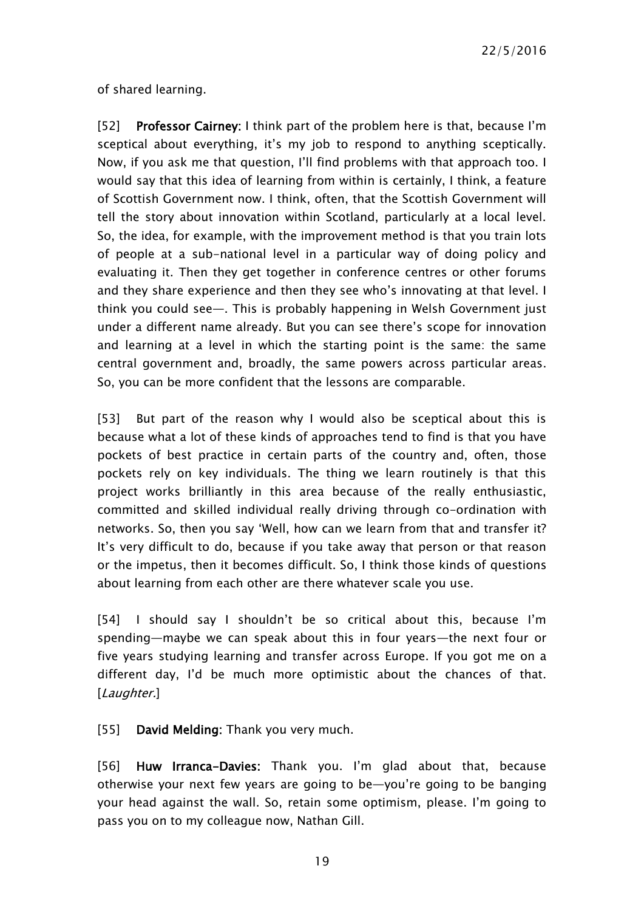of shared learning.

[52] **Professor Cairney:** I think part of the problem here is that, because I'm sceptical about everything, it's my job to respond to anything sceptically. Now, if you ask me that question, I'll find problems with that approach too. I would say that this idea of learning from within is certainly, I think, a feature of Scottish Government now. I think, often, that the Scottish Government will tell the story about innovation within Scotland, particularly at a local level. So, the idea, for example, with the improvement method is that you train lots of people at a sub-national level in a particular way of doing policy and evaluating it. Then they get together in conference centres or other forums and they share experience and then they see who's innovating at that level. I think you could see—. This is probably happening in Welsh Government just under a different name already. But you can see there's scope for innovation and learning at a level in which the starting point is the same: the same central government and, broadly, the same powers across particular areas. So, you can be more confident that the lessons are comparable.

[53] But part of the reason why I would also be sceptical about this is because what a lot of these kinds of approaches tend to find is that you have pockets of best practice in certain parts of the country and, often, those pockets rely on key individuals. The thing we learn routinely is that this project works brilliantly in this area because of the really enthusiastic, committed and skilled individual really driving through co-ordination with networks. So, then you say 'Well, how can we learn from that and transfer it? It's very difficult to do, because if you take away that person or that reason or the impetus, then it becomes difficult. So, I think those kinds of questions about learning from each other are there whatever scale you use.

[54] I should say I shouldn't be so critical about this, because I'm spending—maybe we can speak about this in four years—the next four or five years studying learning and transfer across Europe. If you got me on a different day, I'd be much more optimistic about the chances of that. [*Laughter.*]

[55] **David Melding:** Thank you very much.

[56] **Huw Irranca-Davies:** Thank you. I'm glad about that, because otherwise your next few years are going to be—you're going to be banging your head against the wall. So, retain some optimism, please. I'm going to pass you on to my colleague now, Nathan Gill.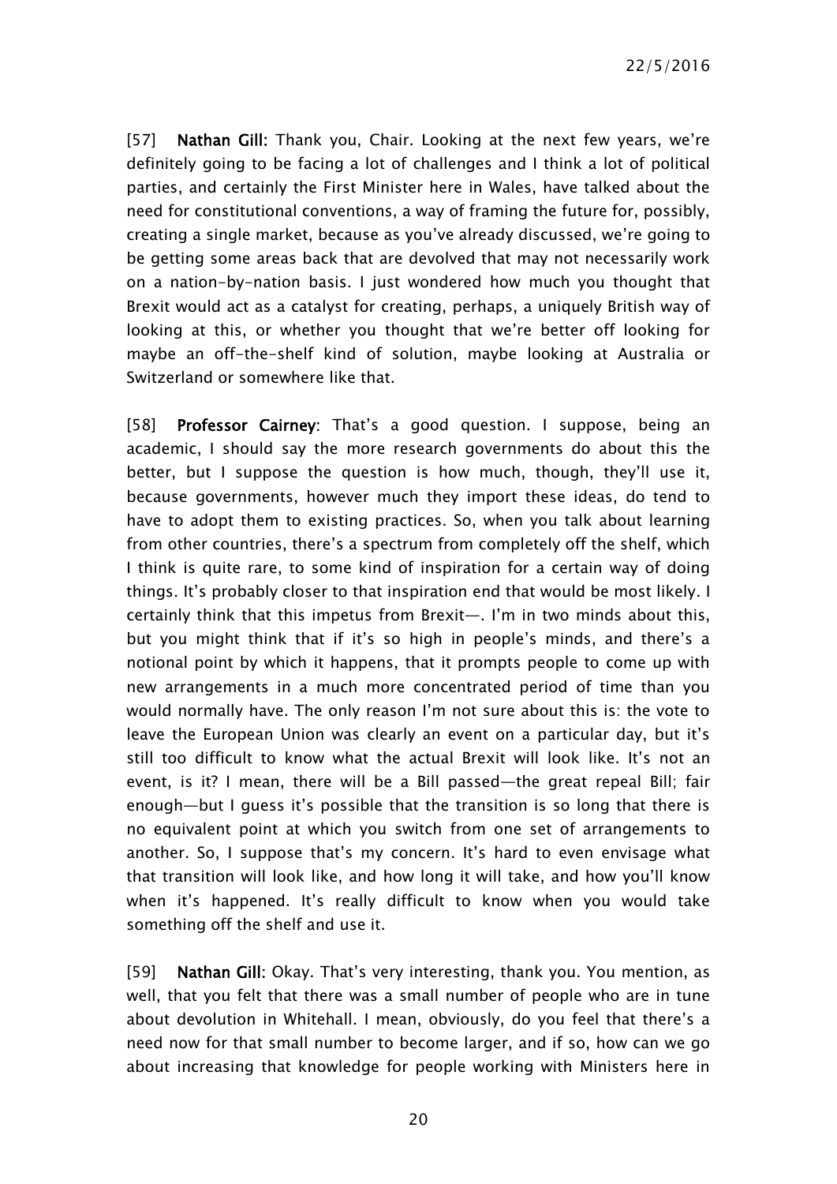[57] **Nathan Gill:** Thank you, Chair. Looking at the next few years, we're definitely going to be facing a lot of challenges and I think a lot of political parties, and certainly the First Minister here in Wales, have talked about the need for constitutional conventions, a way of framing the future for, possibly, creating a single market, because as you've already discussed, we're going to be getting some areas back that are devolved that may not necessarily work on a nation-by-nation basis. I just wondered how much you thought that Brexit would act as a catalyst for creating, perhaps, a uniquely British way of looking at this, or whether you thought that we're better off looking for maybe an off-the-shelf kind of solution, maybe looking at Australia or Switzerland or somewhere like that.

[58] **Professor Cairney**: That's a good question. I suppose, being an academic, I should say the more research governments do about this the better, but I suppose the question is how much, though, they'll use it, because governments, however much they import these ideas, do tend to have to adopt them to existing practices. So, when you talk about learning from other countries, there's a spectrum from completely off the shelf, which I think is quite rare, to some kind of inspiration for a certain way of doing things. It's probably closer to that inspiration end that would be most likely. I certainly think that this impetus from Brexit—. I'm in two minds about this, but you might think that if it's so high in people's minds, and there's a notional point by which it happens, that it prompts people to come up with new arrangements in a much more concentrated period of time than you would normally have. The only reason I'm not sure about this is: the vote to leave the European Union was clearly an event on a particular day, but it's still too difficult to know what the actual Brexit will look like. It's not an event, is it? I mean, there will be a Bill passed—the great repeal Bill; fair enough—but I guess it's possible that the transition is so long that there is no equivalent point at which you switch from one set of arrangements to another. So, I suppose that's my concern. It's hard to even envisage what that transition will look like, and how long it will take, and how you'll know when it's happened. It's really difficult to know when you would take something off the shelf and use it.

[59] **Nathan Gill:** Okay. That's very interesting, thank you. You mention, as well, that you felt that there was a small number of people who are in tune about devolution in Whitehall. I mean, obviously, do you feel that there's a need now for that small number to become larger, and if so, how can we go about increasing that knowledge for people working with Ministers here in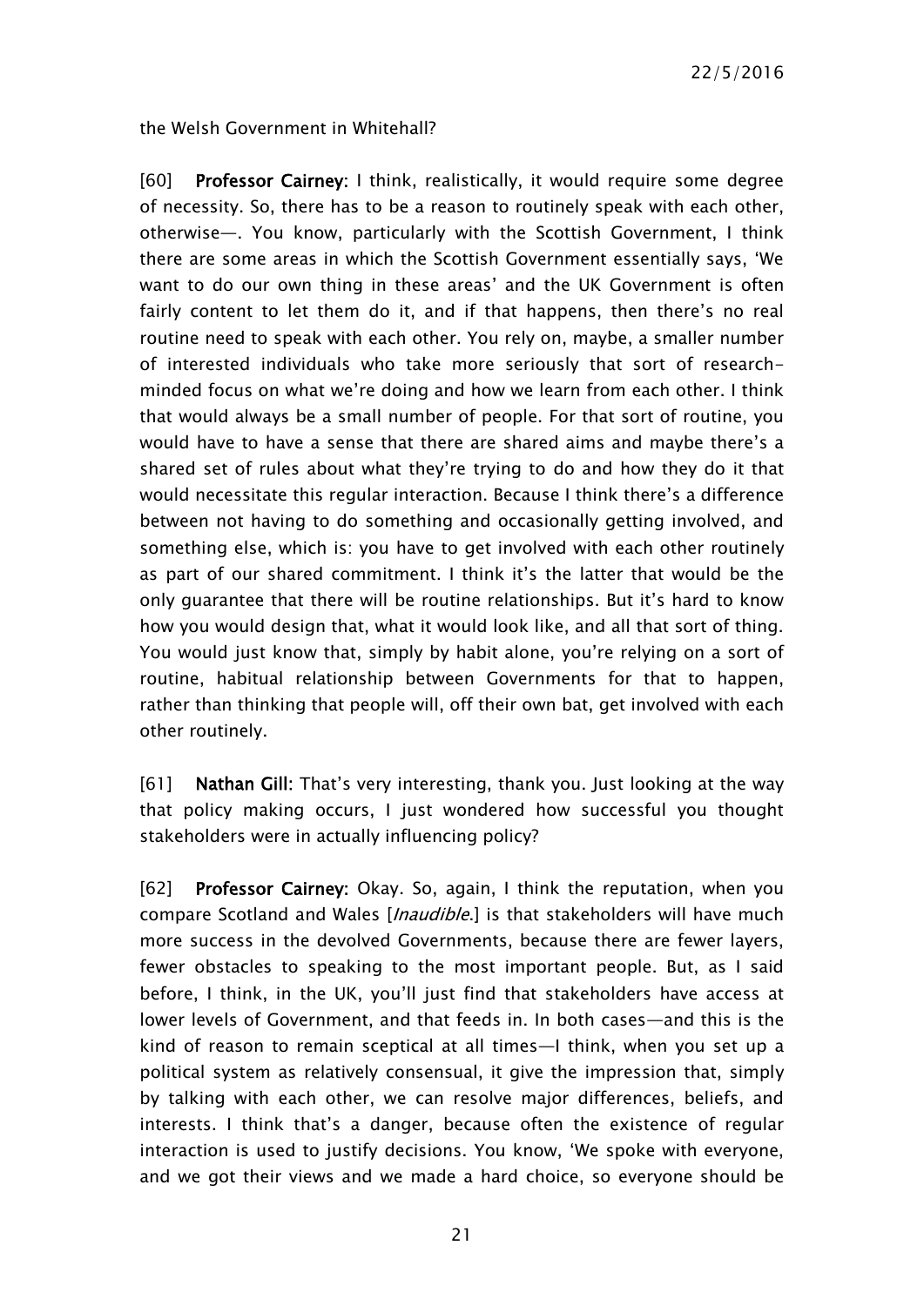the Welsh Government in Whitehall?

[60] **Professor Cairney:** I think, realistically, it would require some degree of necessity. So, there has to be a reason to routinely speak with each other, otherwise—. You know, particularly with the Scottish Government, I think there are some areas in which the Scottish Government essentially says, 'We want to do our own thing in these areas' and the UK Government is often fairly content to let them do it, and if that happens, then there's no real routine need to speak with each other. You rely on, maybe, a smaller number of interested individuals who take more seriously that sort of research-minded focus on what we're doing and how we learn from each other. I think that would always be a small number of people. For that sort of routine, you would have to have a sense that there are shared aims and maybe there's a shared set of rules about what they're trying to do and how they do it that would necessitate this regular interaction. Because I think there's a difference between not having to do something and occasionally getting involved, and something else, which is: you have to get involved with each other routinely as part of our shared commitment. I think it's the latter that would be the only guarantee that there will be routine relationships. But it's hard to know how you would design that, what it would look like, and all that sort of thing. You would just know that, simply by habit alone, you're relying on a sort of routine, habitual relationship between Governments for that to happen, rather than thinking that people will, off their own bat, get involved with each other routinely.

[61] **Nathan Gill:** That's very interesting, thank you. Just looking at the way that policy making occurs, I just wondered how successful you thought stakeholders were in actually influencing policy?

[62] **Professor Cairney:** Okay. So, again, I think the reputation, when you compare Scotland and Wales [*Inaudible*.] is that stakeholders will have much more success in the devolved Governments, because there are fewer layers, fewer obstacles to speaking to the most important people. But, as I said before, I think, in the UK, you'll just find that stakeholders have access at lower levels of Government, and that feeds in. In both cases—and this is the kind of reason to remain sceptical at all times—I think, when you set up a political system as relatively consensual, it give the impression that, simply by talking with each other, we can resolve major differences, beliefs, and interests. I think that's a danger, because often the existence of regular interaction is used to justify decisions. You know, 'We spoke with everyone, and we got their views and we made a hard choice, so everyone should be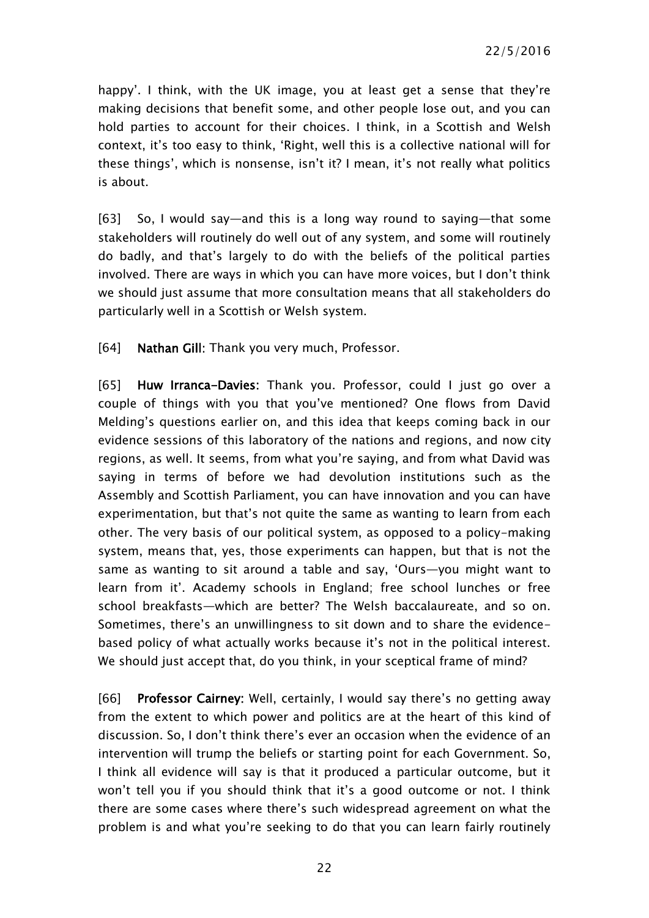happy'. I think, with the UK image, you at least get a sense that they're making decisions that benefit some, and other people lose out, and you can hold parties to account for their choices. I think, in a Scottish and Welsh context, it's too easy to think, 'Right, well this is a collective national will for these things', which is nonsense, isn't it? I mean, it's not really what politics is about.

[63] So, I would say—and this is a long way round to saying—that some stakeholders will routinely do well out of any system, and some will routinely do badly, and that's largely to do with the beliefs of the political parties involved. There are ways in which you can have more voices, but I don't think we should just assume that more consultation means that all stakeholders do particularly well in a Scottish or Welsh system.

[64] **Nathan Gill**: Thank you very much, Professor.

[65] **Huw Irranca-Davies:** Thank you. Professor, could I just go over a couple of things with you that you've mentioned? One flows from David Melding's questions earlier on, and this idea that keeps coming back in our evidence sessions of this laboratory of the nations and regions, and now city regions, as well. It seems, from what you're saying, and from what David was saying in terms of before we had devolution institutions such as the Assembly and Scottish Parliament, you can have innovation and you can have experimentation, but that's not quite the same as wanting to learn from each other. The very basis of our political system, as opposed to a policy-making system, means that, yes, those experiments can happen, but that is not the same as wanting to sit around a table and say, 'Ours—you might want to learn from it'. Academy schools in England; free school lunches or free school breakfasts—which are better? The Welsh baccalaureate, and so on. Sometimes, there's an unwillingness to sit down and to share the evidence-based policy of what actually works because it's not in the political interest. We should just accept that, do you think, in your sceptical frame of mind?

[66] **Professor Cairney:** Well, certainly, I would say there's no getting away from the extent to which power and politics are at the heart of this kind of discussion. So, I don't think there's ever an occasion when the evidence of an intervention will trump the beliefs or starting point for each Government. So, I think all evidence will say is that it produced a particular outcome, but it won't tell you if you should think that it's a good outcome or not. I think there are some cases where there's such widespread agreement on what the problem is and what you're seeking to do that you can learn fairly routinely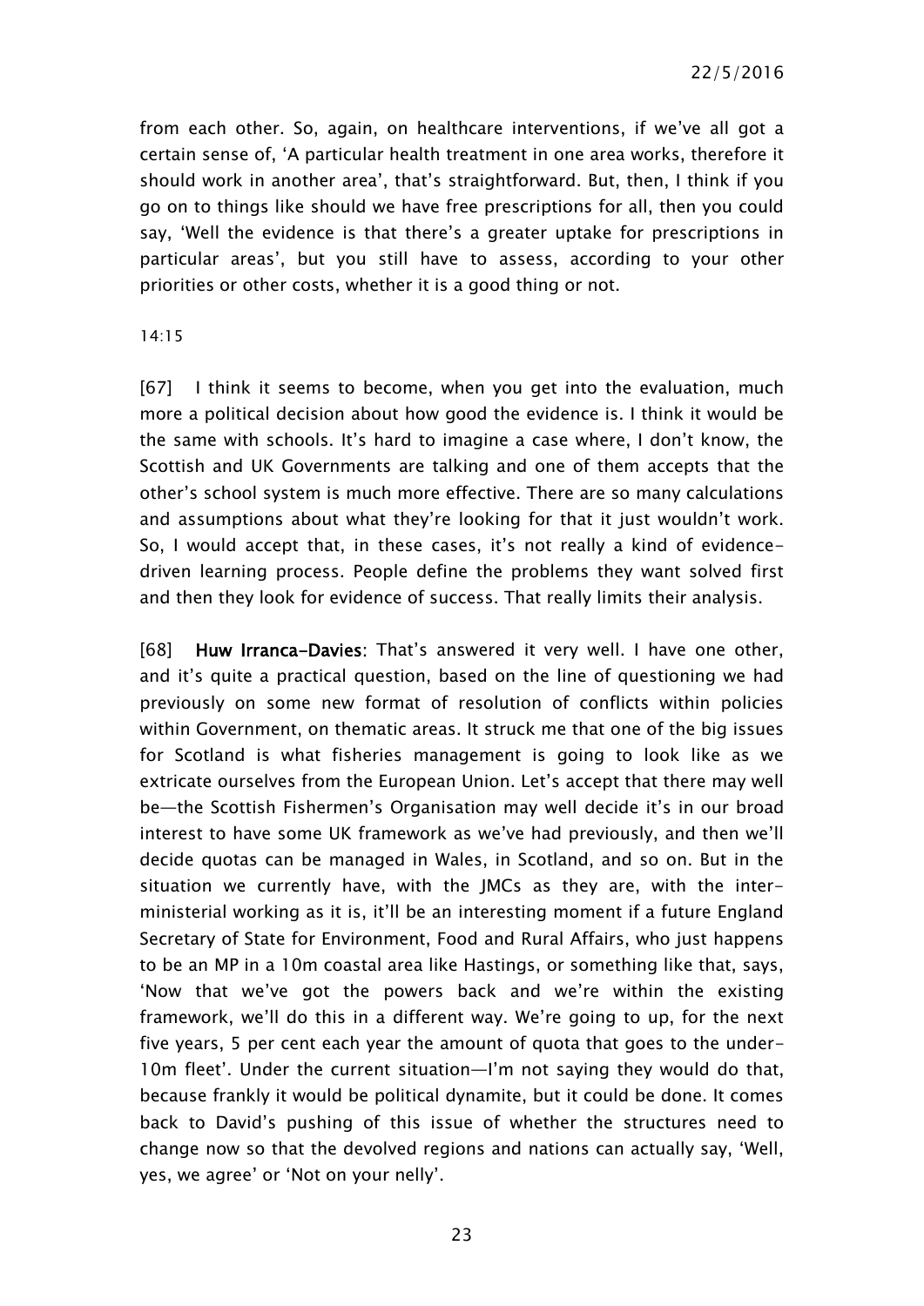from each other. So, again, on healthcare interventions, if we've all got a certain sense of, 'A particular health treatment in one area works, therefore it should work in another area', that's straightforward. But, then, I think if you go on to things like should we have free prescriptions for all, then you could say, 'Well the evidence is that there's a greater uptake for prescriptions in particular areas', but you still have to assess, according to your other priorities or other costs, whether it is a good thing or not.

14:15

[67] I think it seems to become, when you get into the evaluation, much more a political decision about how good the evidence is. I think it would be the same with schools. It's hard to imagine a case where, I don't know, the Scottish and UK Governments are talking and one of them accepts that the other's school system is much more effective. There are so many calculations and assumptions about what they're looking for that it just wouldn't work. So, I would accept that, in these cases, it's not really a kind of evidence-driven learning process. People define the problems they want solved first and then they look for evidence of success. That really limits their analysis.

[68] **Huw Irranca-Davies**: That's answered it very well. I have one other, and it's quite a practical question, based on the line of questioning we had previously on some new format of resolution of conflicts within policies within Government, on thematic areas. It struck me that one of the big issues for Scotland is what fisheries management is going to look like as we extricate ourselves from the European Union. Let's accept that there may well be—the Scottish Fishermen's Organisation may well decide it's in our broad interest to have some UK framework as we've had previously, and then we'll decide quotas can be managed in Wales, in Scotland, and so on. But in the situation we currently have, with the JMCs as they are, with the inter-ministerial working as it is, it'll be an interesting moment if a future England Secretary of State for Environment, Food and Rural Affairs, who just happens to be an MP in a 10m coastal area like Hastings, or something like that, says, 'Now that we've got the powers back and we're within the existing framework, we'll do this in a different way. We're going to up, for the next five years, 5 per cent each year the amount of quota that goes to the under-10m fleet'. Under the current situation—I'm not saying they would do that, because frankly it would be political dynamite, but it could be done. It comes back to David's pushing of this issue of whether the structures need to change now so that the devolved regions and nations can actually say, 'Well, yes, we agree' or 'Not on your nelly'.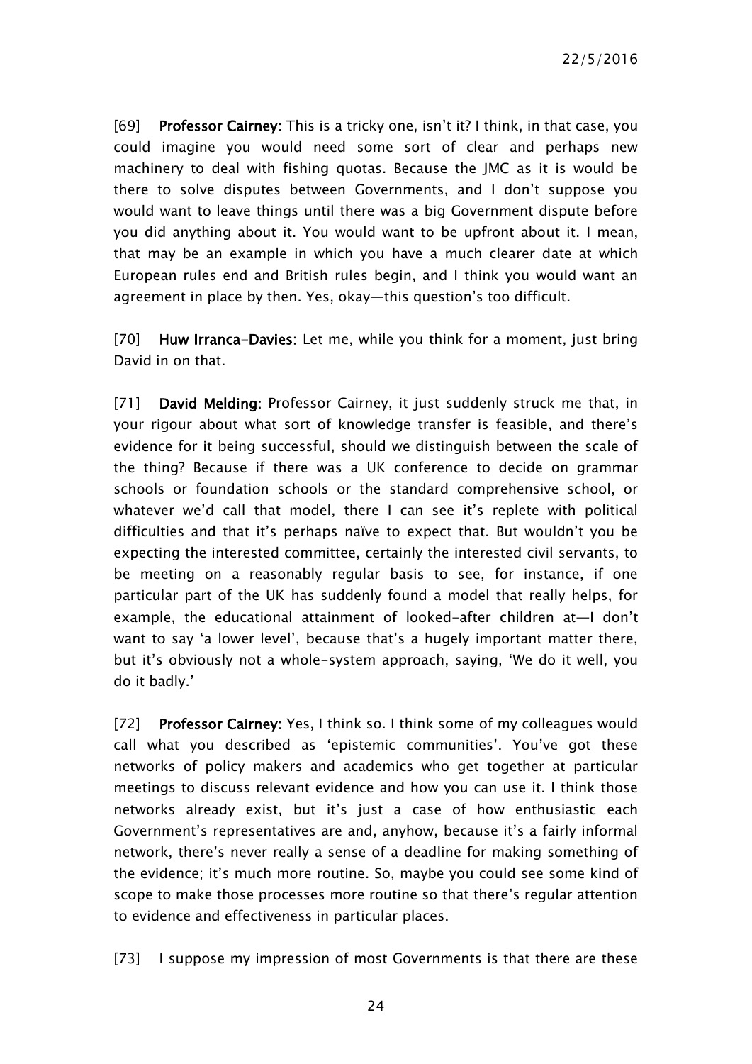[69] **Professor Cairney:** This is a tricky one, isn't it? I think, in that case, you could imagine you would need some sort of clear and perhaps new machinery to deal with fishing quotas. Because the JMC as it is would be there to solve disputes between Governments, and I don't suppose you would want to leave things until there was a big Government dispute before you did anything about it. You would want to be upfront about it. I mean, that may be an example in which you have a much clearer date at which European rules end and British rules begin, and I think you would want an agreement in place by then. Yes, okay—this question's too difficult.

[70] **Huw Irranca-Davies:** Let me, while you think for a moment, just bring David in on that.

[71] **David Melding:** Professor Cairney, it just suddenly struck me that, in your rigour about what sort of knowledge transfer is feasible, and there's evidence for it being successful, should we distinguish between the scale of the thing? Because if there was a UK conference to decide on grammar schools or foundation schools or the standard comprehensive school, or whatever we'd call that model, there I can see it's replete with political difficulties and that it's perhaps naïve to expect that. But wouldn't you be expecting the interested committee, certainly the interested civil servants, to be meeting on a reasonably regular basis to see, for instance, if one particular part of the UK has suddenly found a model that really helps, for example, the educational attainment of looked-after children at—I don't want to say 'a lower level', because that's a hugely important matter there, but it's obviously not a whole-system approach, saying, 'We do it well, you do it badly.'

[72] **Professor Cairney:** Yes, I think so. I think some of my colleagues would call what you described as 'epistemic communities'. You've got these networks of policy makers and academics who get together at particular meetings to discuss relevant evidence and how you can use it. I think those networks already exist, but it's just a case of how enthusiastic each Government's representatives are and, anyhow, because it's a fairly informal network, there's never really a sense of a deadline for making something of the evidence; it's much more routine. So, maybe you could see some kind of scope to make those processes more routine so that there's regular attention to evidence and effectiveness in particular places.

[73] I suppose my impression of most Governments is that there are these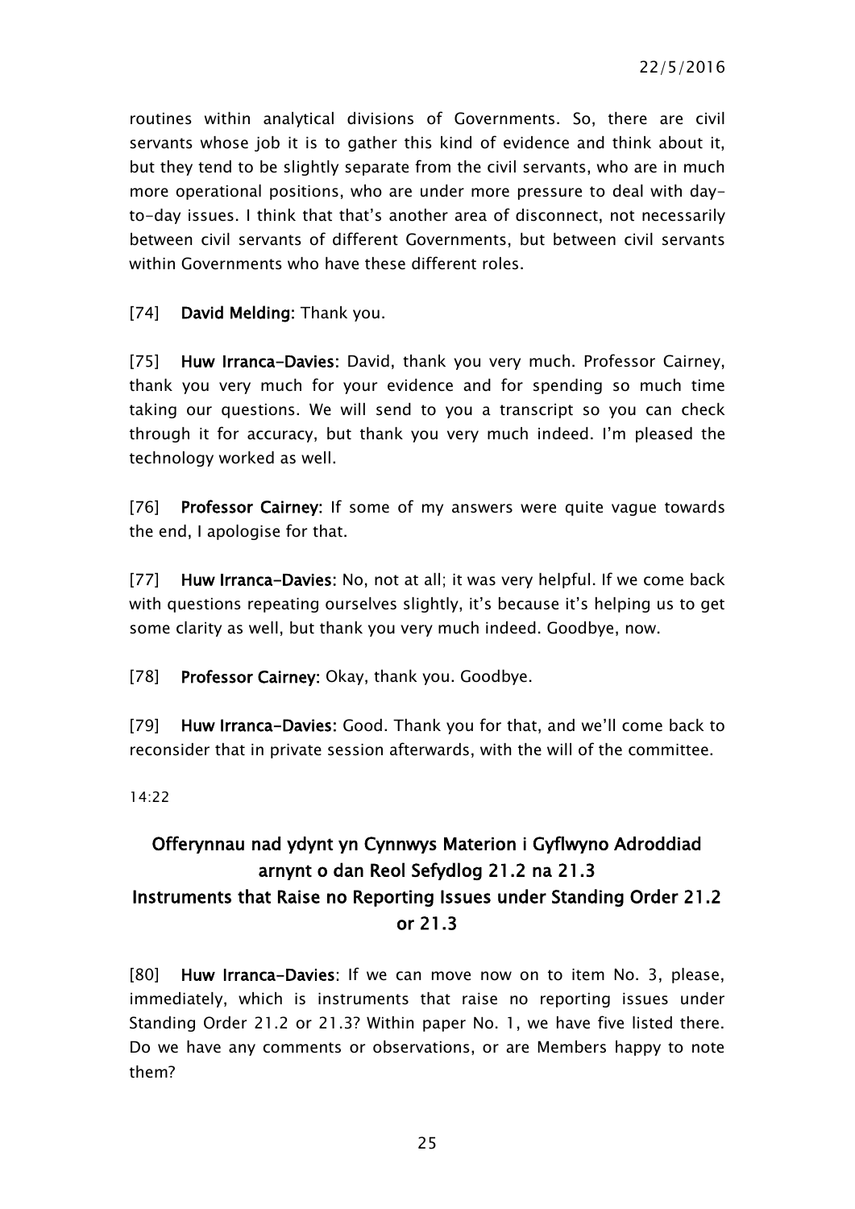routines within analytical divisions of Governments. So, there are civil servants whose job it is to gather this kind of evidence and think about it, but they tend to be slightly separate from the civil servants, who are in much more operational positions, who are under more pressure to deal with day-to-day issues. I think that that's another area of disconnect, not necessarily between civil servants of different Governments, but between civil servants within Governments who have these different roles.

[74] **David Melding:** Thank you.

[75] **Huw Irranca-Davies:** David, thank you very much. Professor Cairney, thank you very much for your evidence and for spending so much time taking our questions. We will send to you a transcript so you can check through it for accuracy, but thank you very much indeed. I'm pleased the technology worked as well.

[76] **Professor Cairney:** If some of my answers were quite vague towards the end, I apologise for that.

[77] **Huw Irranca-Davies:** No, not at all; it was very helpful. If we come back with questions repeating ourselves slightly, it's because it's helping us to get some clarity as well, but thank you very much indeed. Goodbye, now.

[78] **Professor Cairney:** Okay, thank you. Goodbye.

[79] **Huw Irranca-Davies:** Good. Thank you for that, and we'll come back to reconsider that in private session afterwards, with the will of the committee.

14:22

## Offerynnau nad ydynt yn Cynnwys Materion i Gyflwyno Adroddiad arnynt o dan Reol Sefydlog 21.2 na 21.3
## Instruments that Raise no Reporting Issues under Standing Order 21.2 or 21.3

[80] **Huw Irranca-Davies:** If we can move now on to item No. 3, please, immediately, which is instruments that raise no reporting issues under Standing Order 21.2 or 21.3? Within paper No. 1, we have five listed there. Do we have any comments or observations, or are Members happy to note them?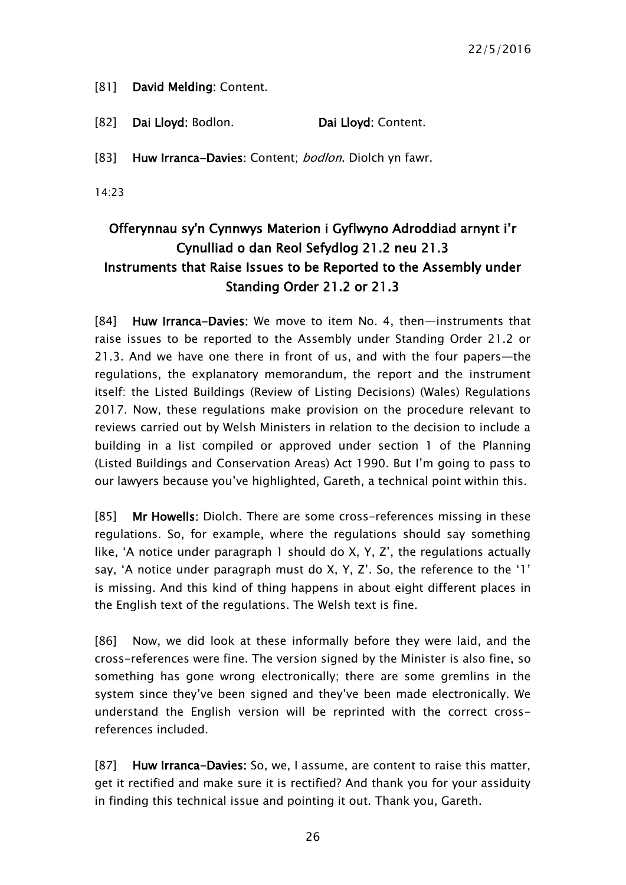[81] **David Melding:** Content.

[82] **Dai Lloyd:** Bodlon. **Dai Lloyd:** Content.

[83] **Huw Irranca-Davies:** Content; *bodlon*. Diolch yn fawr.

14:23

## Offerynnau sy'n Cynnwys Materion i Gyflwyno Adroddiad arnynt i'r Cynulliad o dan Reol Sefydlog 21.2 neu 21.3
## Instruments that Raise Issues to be Reported to the Assembly under Standing Order 21.2 or 21.3

[84] **Huw Irranca-Davies:** We move to item No. 4, then—instruments that raise issues to be reported to the Assembly under Standing Order 21.2 or 21.3. And we have one there in front of us, and with the four papers—the regulations, the explanatory memorandum, the report and the instrument itself: the Listed Buildings (Review of Listing Decisions) (Wales) Regulations 2017. Now, these regulations make provision on the procedure relevant to reviews carried out by Welsh Ministers in relation to the decision to include a building in a list compiled or approved under section 1 of the Planning (Listed Buildings and Conservation Areas) Act 1990. But I'm going to pass to our lawyers because you've highlighted, Gareth, a technical point within this.

[85] **Mr Howells:** Diolch. There are some cross-references missing in these regulations. So, for example, where the regulations should say something like, 'A notice under paragraph 1 should do X, Y, Z', the regulations actually say, 'A notice under paragraph must do X, Y, Z'. So, the reference to the '1' is missing. And this kind of thing happens in about eight different places in the English text of the regulations. The Welsh text is fine.

[86] Now, we did look at these informally before they were laid, and the cross-references were fine. The version signed by the Minister is also fine, so something has gone wrong electronically; there are some gremlins in the system since they've been signed and they've been made electronically. We understand the English version will be reprinted with the correct cross-references included.

[87] **Huw Irranca-Davies:** So, we, I assume, are content to raise this matter, get it rectified and make sure it is rectified? And thank you for your assiduity in finding this technical issue and pointing it out. Thank you, Gareth.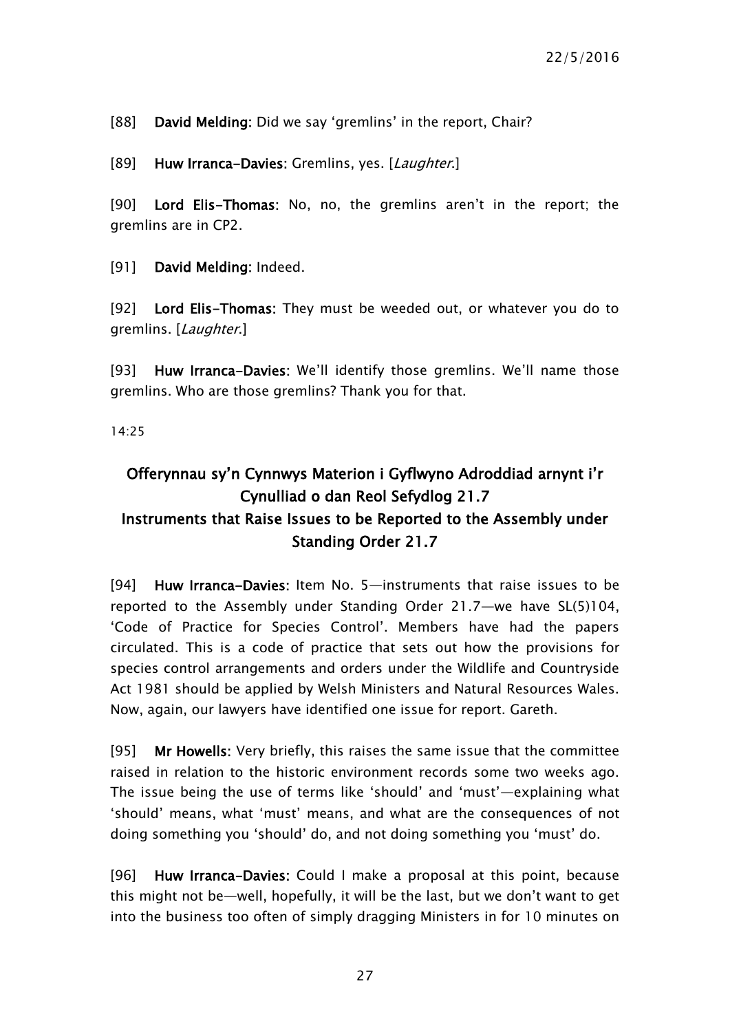[88] **David Melding:** Did we say 'gremlins' in the report, Chair?

[89] **Huw Irranca-Davies:** Gremlins, yes. [*Laughter*.]

[90] **Lord Elis-Thomas:** No, no, the gremlins aren't in the report; the gremlins are in CP2.

[91] **David Melding:** Indeed.

[92] **Lord Elis-Thomas:** They must be weeded out, or whatever you do to gremlins. [*Laughter*.]

[93] **Huw Irranca-Davies:** We'll identify those gremlins. We'll name those gremlins. Who are those gremlins? Thank you for that.

14:25

## Offerynnau sy'n Cynnwys Materion i Gyflwyno Adroddiad arnynt i'r Cynulliad o dan Reol Sefydlog 21.7
## Instruments that Raise Issues to be Reported to the Assembly under Standing Order 21.7

[94] **Huw Irranca-Davies:** Item No. 5—instruments that raise issues to be reported to the Assembly under Standing Order 21.7—we have SL(5)104, 'Code of Practice for Species Control'. Members have had the papers circulated. This is a code of practice that sets out how the provisions for species control arrangements and orders under the Wildlife and Countryside Act 1981 should be applied by Welsh Ministers and Natural Resources Wales. Now, again, our lawyers have identified one issue for report. Gareth.

[95] **Mr Howells:** Very briefly, this raises the same issue that the committee raised in relation to the historic environment records some two weeks ago. The issue being the use of terms like 'should' and 'must'—explaining what 'should' means, what 'must' means, and what are the consequences of not doing something you 'should' do, and not doing something you 'must' do.

[96] **Huw Irranca-Davies:** Could I make a proposal at this point, because this might not be—well, hopefully, it will be the last, but we don't want to get into the business too often of simply dragging Ministers in for 10 minutes on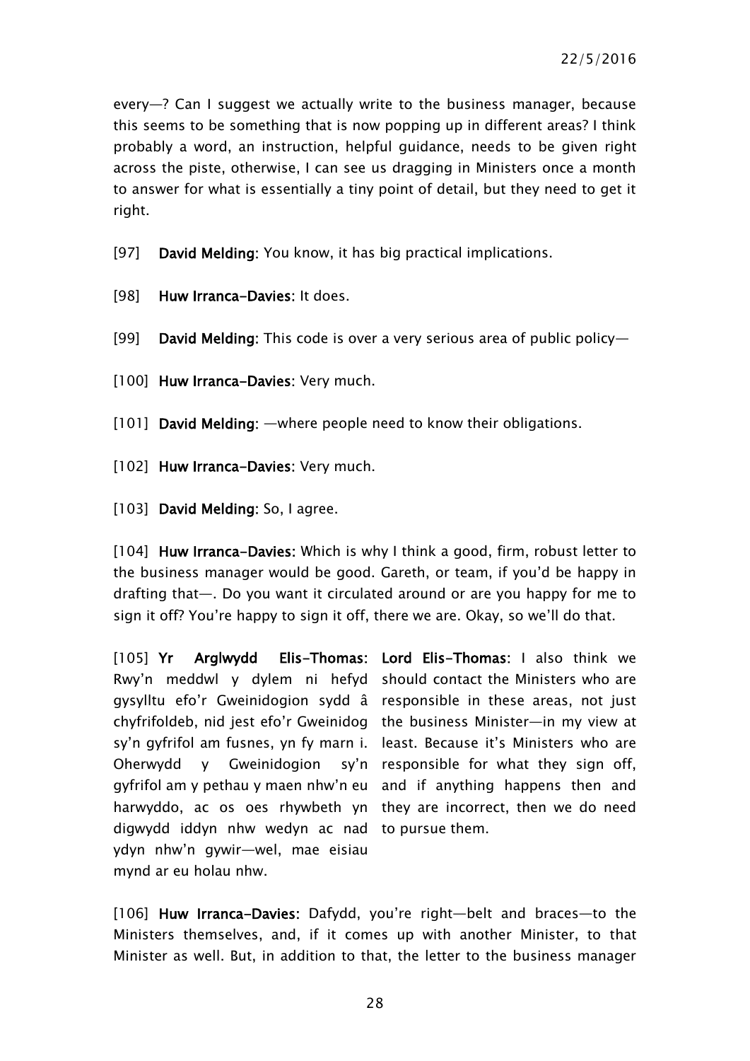every—? Can I suggest we actually write to the business manager, because this seems to be something that is now popping up in different areas? I think probably a word, an instruction, helpful guidance, needs to be given right across the piste, otherwise, I can see us dragging in Ministers once a month to answer for what is essentially a tiny point of detail, but they need to get it right.

[97] **David Melding:** You know, it has big practical implications.

[98] **Huw Irranca-Davies:** It does.

[99] **David Melding:** This code is over a very serious area of public policy—

[100] **Huw Irranca-Davies:** Very much.

[101] **David Melding:** —where people need to know their obligations.

[102] **Huw Irranca-Davies:** Very much.

[103] **David Melding:** So, I agree.

[104] **Huw Irranca-Davies:** Which is why I think a good, firm, robust letter to the business manager would be good. Gareth, or team, if you'd be happy in drafting that—. Do you want it circulated around or are you happy for me to sign it off? You're happy to sign it off, there we are. Okay, so we'll do that.

[105] **Yr Arglwydd Elis-Thomas:** Rwy'n meddwl y dylem ni hefyd gysylltu efo'r Gweinidogion sydd â chyfrifoldeb, nid jest efo'r Gweinidog sy'n gyfrifol am fusnes, yn fy marn i. Oherwydd y Gweinidogion sy'n gyfrifol am y pethau y maen nhw'n eu harwyddo, ac os oes rhywbeth yn digwydd iddyn nhw wedyn ac nad ydyn nhw'n gywir—wel, mae eisiau mynd ar eu holau nhw.

**Lord Elis-Thomas:** I also think we should contact the Ministers who are responsible in these areas, not just the business Minister—in my view at least. Because it's Ministers who are responsible for what they sign off, and if anything happens then and they are incorrect, then we do need to pursue them.

[106] **Huw Irranca-Davies:** Dafydd, you're right—belt and braces—to the Ministers themselves, and, if it comes up with another Minister, to that Minister as well. But, in addition to that, the letter to the business manager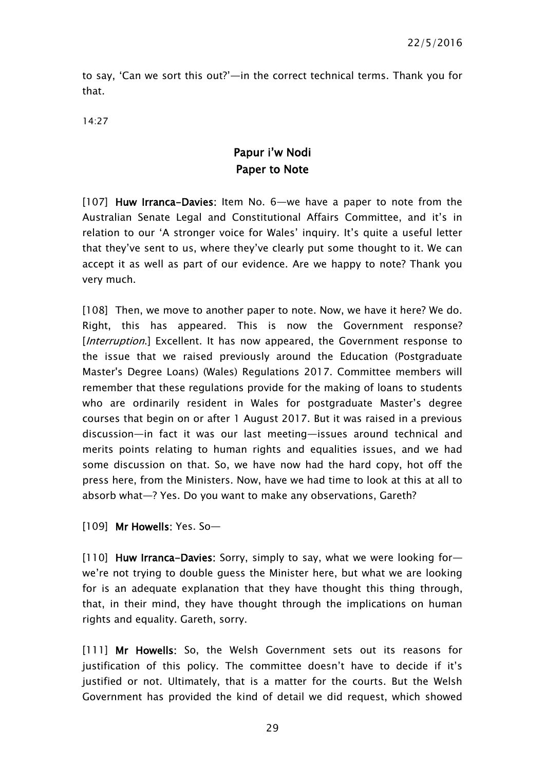to say, 'Can we sort this out?'—in the correct technical terms. Thank you for that.

14:27

## Papur i'w Nodi
## Paper to Note

[107] **Huw Irranca-Davies**: Item No. 6—we have a paper to note from the Australian Senate Legal and Constitutional Affairs Committee, and it's in relation to our 'A stronger voice for Wales' inquiry. It's quite a useful letter that they've sent to us, where they've clearly put some thought to it. We can accept it as well as part of our evidence. Are we happy to note? Thank you very much.

[108] Then, we move to another paper to note. Now, we have it here? We do. Right, this has appeared. This is now the Government response? [*Interruption*.] Excellent. It has now appeared, the Government response to the issue that we raised previously around the Education (Postgraduate Master's Degree Loans) (Wales) Regulations 2017. Committee members will remember that these regulations provide for the making of loans to students who are ordinarily resident in Wales for postgraduate Master's degree courses that begin on or after 1 August 2017. But it was raised in a previous discussion—in fact it was our last meeting—issues around technical and merits points relating to human rights and equalities issues, and we had some discussion on that. So, we have now had the hard copy, hot off the press here, from the Ministers. Now, have we had time to look at this at all to absorb what—? Yes. Do you want to make any observations, Gareth?

[109] **Mr Howells**: Yes. So—

[110] **Huw Irranca-Davies**: Sorry, simply to say, what we were looking for—we're not trying to double guess the Minister here, but what we are looking for is an adequate explanation that they have thought this thing through, that, in their mind, they have thought through the implications on human rights and equality. Gareth, sorry.

[111] **Mr Howells**: So, the Welsh Government sets out its reasons for justification of this policy. The committee doesn't have to decide if it's justified or not. Ultimately, that is a matter for the courts. But the Welsh Government has provided the kind of detail we did request, which showed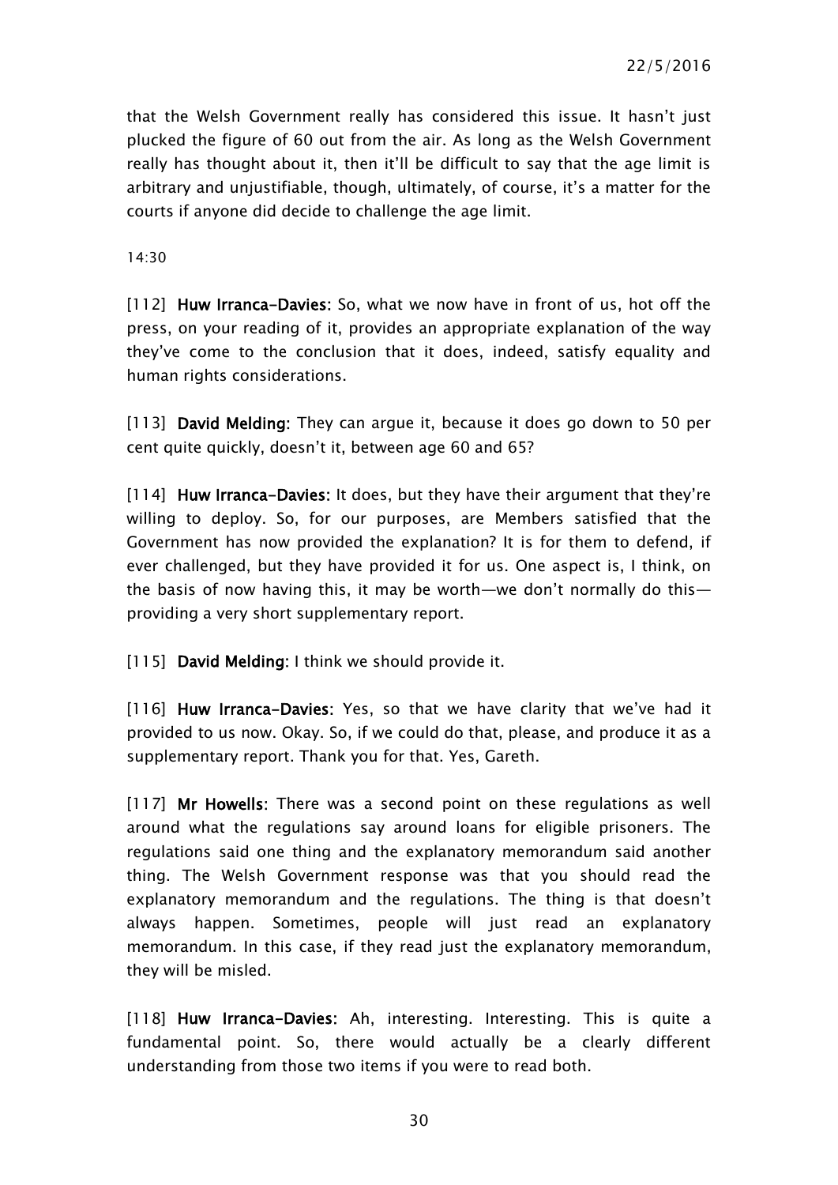that the Welsh Government really has considered this issue. It hasn't just plucked the figure of 60 out from the air. As long as the Welsh Government really has thought about it, then it'll be difficult to say that the age limit is arbitrary and unjustifiable, though, ultimately, of course, it's a matter for the courts if anyone did decide to challenge the age limit.

14:30

[112] **Huw Irranca-Davies:** So, what we now have in front of us, hot off the press, on your reading of it, provides an appropriate explanation of the way they've come to the conclusion that it does, indeed, satisfy equality and human rights considerations.

[113] **David Melding:** They can argue it, because it does go down to 50 per cent quite quickly, doesn't it, between age 60 and 65?

[114] **Huw Irranca-Davies:** It does, but they have their argument that they're willing to deploy. So, for our purposes, are Members satisfied that the Government has now provided the explanation? It is for them to defend, if ever challenged, but they have provided it for us. One aspect is, I think, on the basis of now having this, it may be worth—we don't normally do this—providing a very short supplementary report.

[115] **David Melding:** I think we should provide it.

[116] **Huw Irranca-Davies:** Yes, so that we have clarity that we've had it provided to us now. Okay. So, if we could do that, please, and produce it as a supplementary report. Thank you for that. Yes, Gareth.

[117] **Mr Howells:** There was a second point on these regulations as well around what the regulations say around loans for eligible prisoners. The regulations said one thing and the explanatory memorandum said another thing. The Welsh Government response was that you should read the explanatory memorandum and the regulations. The thing is that doesn't always happen. Sometimes, people will just read an explanatory memorandum. In this case, if they read just the explanatory memorandum, they will be misled.

[118] **Huw Irranca-Davies:** Ah, interesting. Interesting. This is quite a fundamental point. So, there would actually be a clearly different understanding from those two items if you were to read both.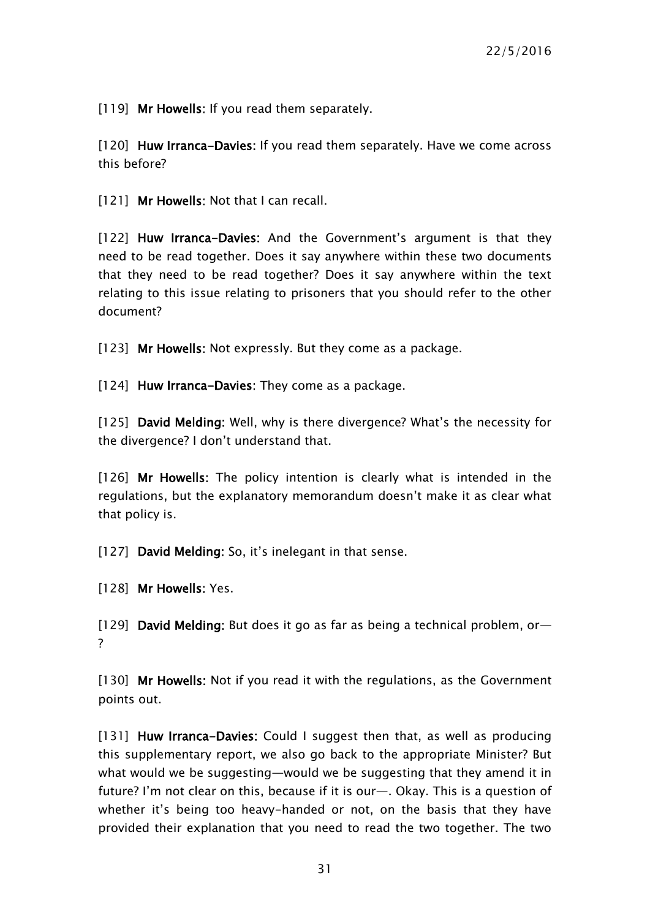[119] **Mr Howells**: If you read them separately.

[120] **Huw Irranca-Davies:** If you read them separately. Have we come across this before?

[121] **Mr Howells**: Not that I can recall.

[122] **Huw Irranca-Davies:** And the Government's argument is that they need to be read together. Does it say anywhere within these two documents that they need to be read together? Does it say anywhere within the text relating to this issue relating to prisoners that you should refer to the other document?

[123] **Mr Howells**: Not expressly. But they come as a package.

[124] **Huw Irranca-Davies**: They come as a package.

[125] **David Melding:** Well, why is there divergence? What's the necessity for the divergence? I don't understand that.

[126] **Mr Howells:** The policy intention is clearly what is intended in the regulations, but the explanatory memorandum doesn't make it as clear what that policy is.

[127] **David Melding:** So, it's inelegant in that sense.

[128] **Mr Howells**: Yes.

[129] **David Melding**: But does it go as far as being a technical problem, or—?

[130] **Mr Howells:** Not if you read it with the regulations, as the Government points out.

[131] **Huw Irranca-Davies:** Could I suggest then that, as well as producing this supplementary report, we also go back to the appropriate Minister? But what would we be suggesting—would we be suggesting that they amend it in future? I'm not clear on this, because if it is our—. Okay. This is a question of whether it's being too heavy-handed or not, on the basis that they have provided their explanation that you need to read the two together. The two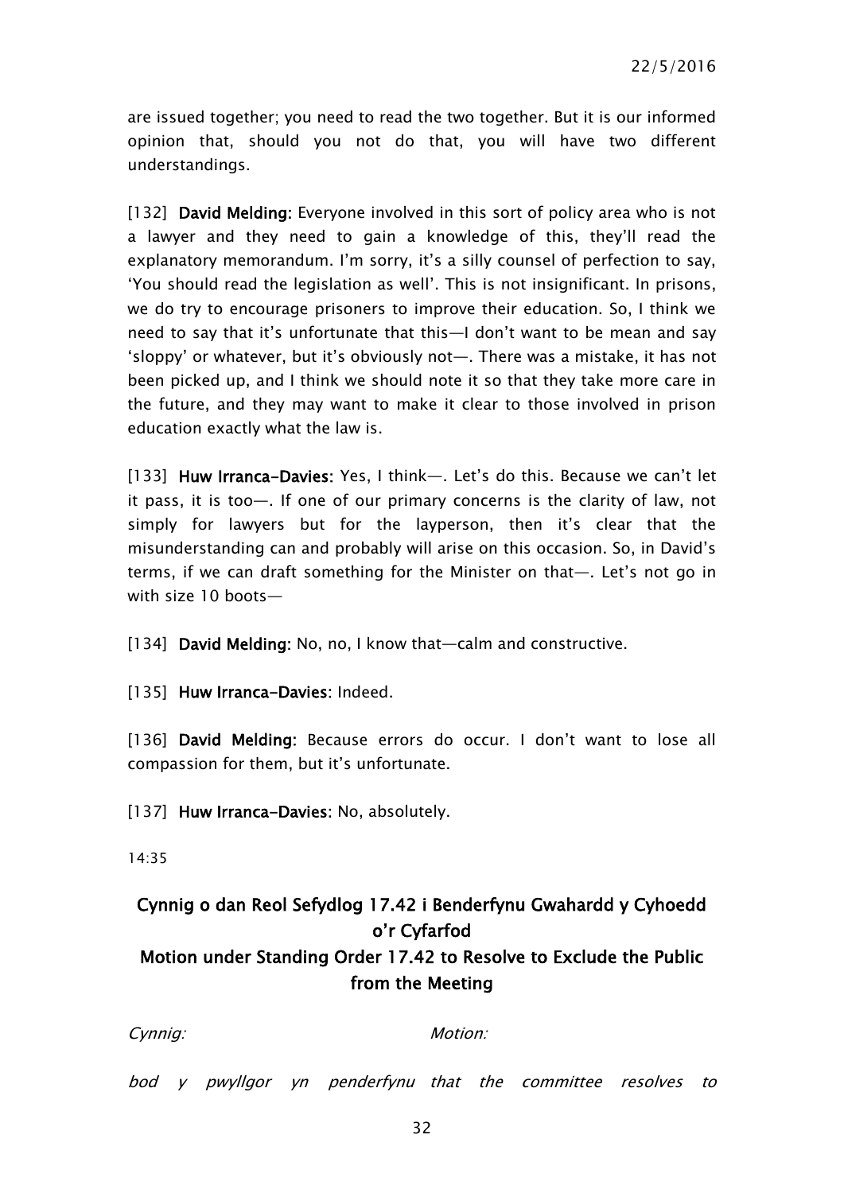are issued together; you need to read the two together. But it is our informed opinion that, should you not do that, you will have two different understandings.

[132] **David Melding:** Everyone involved in this sort of policy area who is not a lawyer and they need to gain a knowledge of this, they'll read the explanatory memorandum. I'm sorry, it's a silly counsel of perfection to say, 'You should read the legislation as well'. This is not insignificant. In prisons, we do try to encourage prisoners to improve their education. So, I think we need to say that it's unfortunate that this—I don't want to be mean and say 'sloppy' or whatever, but it's obviously not—. There was a mistake, it has not been picked up, and I think we should note it so that they take more care in the future, and they may want to make it clear to those involved in prison education exactly what the law is.

[133] **Huw Irranca-Davies:** Yes, I think—. Let's do this. Because we can't let it pass, it is too—. If one of our primary concerns is the clarity of law, not simply for lawyers but for the layperson, then it's clear that the misunderstanding can and probably will arise on this occasion. So, in David's terms, if we can draft something for the Minister on that—. Let's not go in with size 10 boots—

[134] **David Melding:** No, no, I know that—calm and constructive.

[135] **Huw Irranca-Davies:** Indeed.

[136] **David Melding:** Because errors do occur. I don't want to lose all compassion for them, but it's unfortunate.

[137] **Huw Irranca-Davies:** No, absolutely.

14:35

## Cynnig o dan Reol Sefydlog 17.42 i Benderfynu Gwahardd y Cyhoedd o'r Cyfarfod
## Motion under Standing Order 17.42 to Resolve to Exclude the Public from the Meeting

| *Cynnig:* | *Motion:* |
|---|---|
| *bod y pwyllgor yn penderfynu* | *that the committee resolves to* |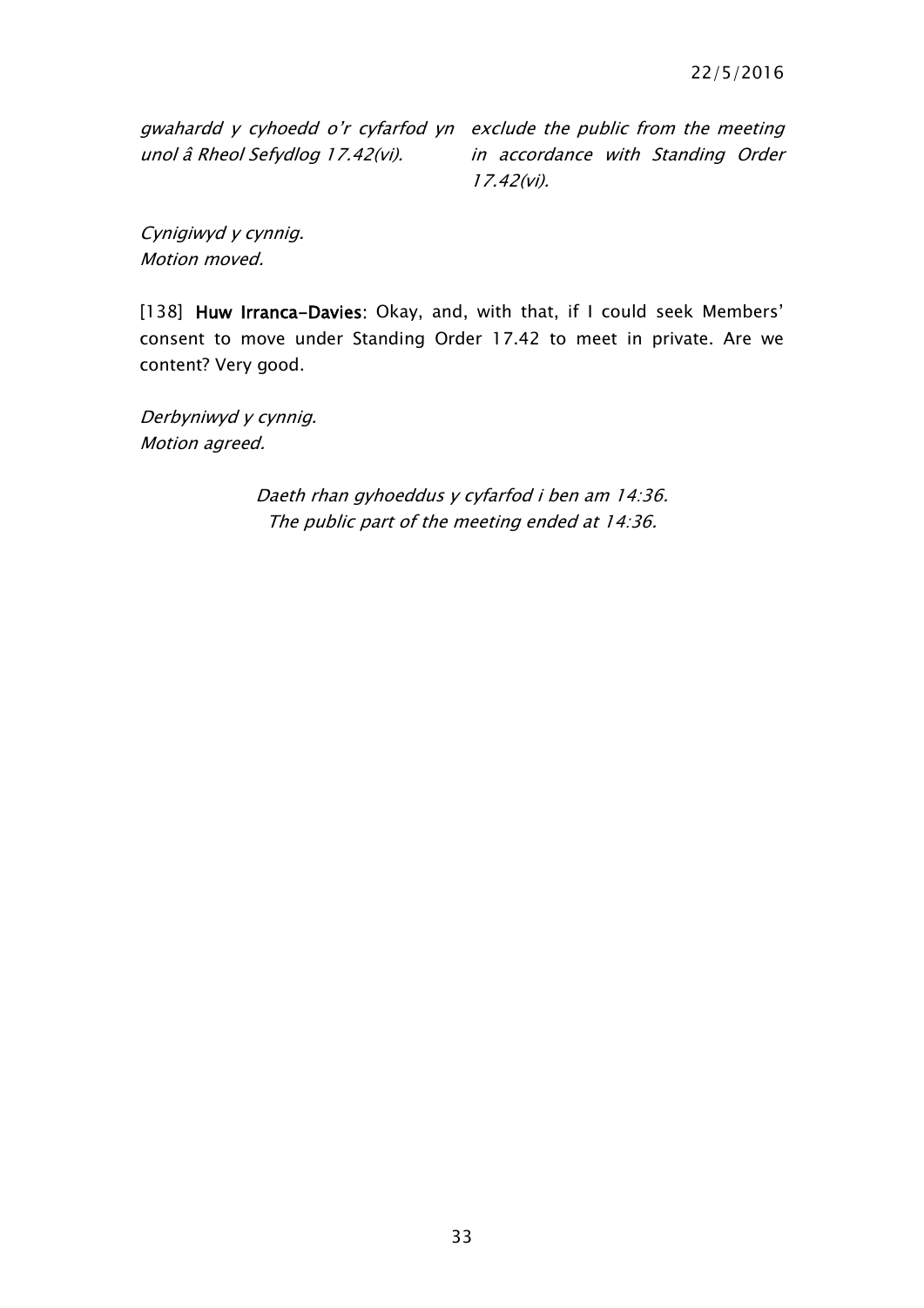| | |
|---|---|
| *gwahardd y cyhoedd o'r cyfarfod yn unol â Rheol Sefydlog 17.42(vi).* | *exclude the public from the meeting in accordance with Standing Order 17.42(vi).* |

*Cynigiwyd y cynnig.*
*Motion moved.*

[138] **Huw Irranca-Davies**: Okay, and, with that, if I could seek Members' consent to move under Standing Order 17.42 to meet in private. Are we content? Very good.

*Derbyniwyd y cynnig.*
*Motion agreed.*

*Daeth rhan gyhoeddus y cyfarfod i ben am 14:36.*
*The public part of the meeting ended at 14:36.*